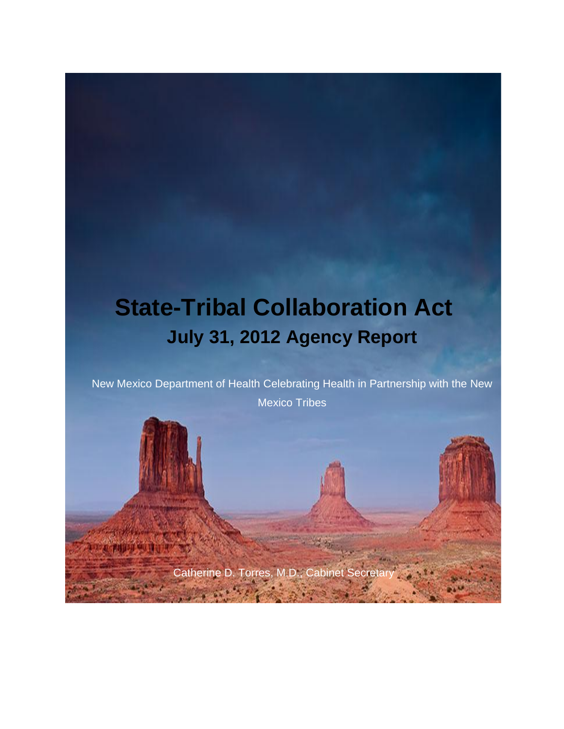# State-Tribal Collaboration Act

## July 31, 2012 Agency Report

New Mexico Department of Health Celebrating Health in Partnership with the New Mexico Tribes

Catherine D. Torres, M.D., Cabinet Secretary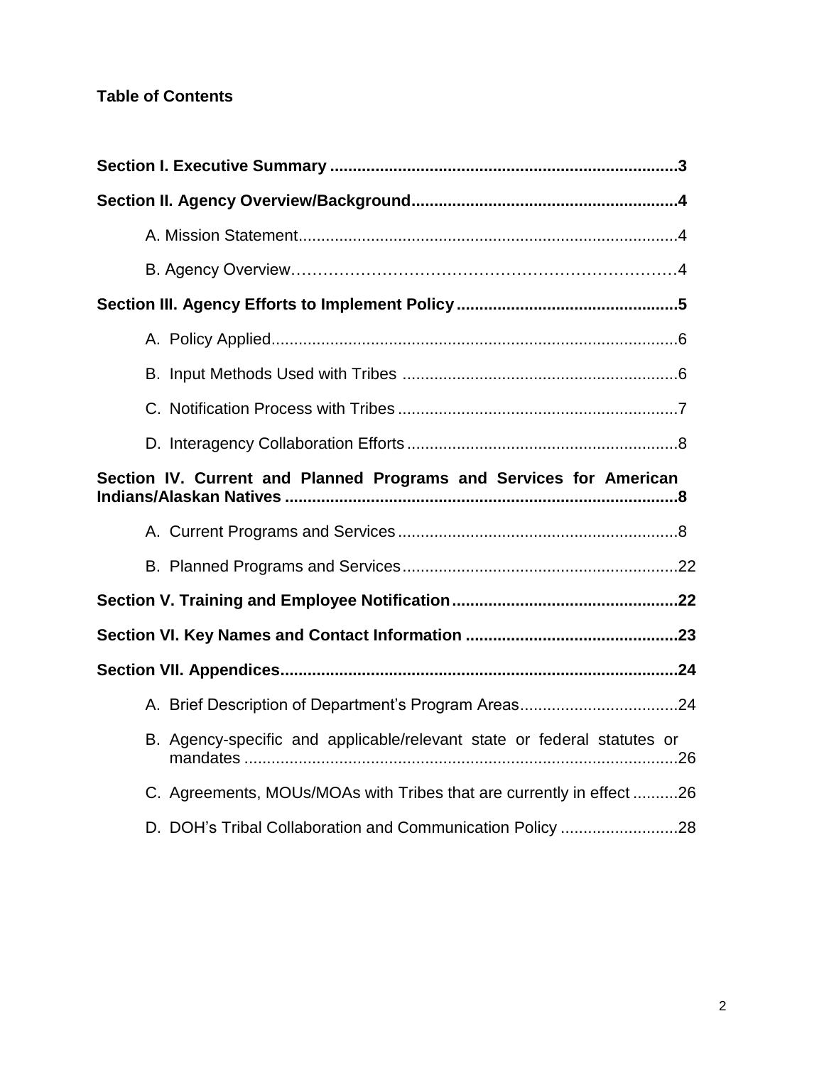**Table of Contents**

**Section I. Executive Summary ............................................................................3**

**Section II. Agency Overview/Background..........................................................4**

A. Mission Statement...................................................................................4

B. Agency Overview…………………………………………………………4

**Section III. Agency Efforts to Implement Policy ................................................5**

A. Policy Applied.........................................................................................6

B. Input Methods Used with Tribes ............................................................6

C. Notification Process with Tribes .............................................................7

D. Interagency Collaboration Efforts ............................................................8

**Section IV. Current and Planned Programs and Services for American Indians/Alaskan Natives .....................................................................................8**

A. Current Programs and Services .............................................................8

B. Planned Programs and Services............................................................22

**Section V. Training and Employee Notification.................................................22**

**Section VI. Key Names and Contact Information ..............................................23**

**Section VII. Appendices.......................................................................................24**

A. Brief Description of Department's Program Areas..................................24

B. Agency-specific and applicable/relevant state or federal statutes or mandates ................................................................................................26

C. Agreements, MOUs/MOAs with Tribes that are currently in effect ..........26

D. DOH's Tribal Collaboration and Communication Policy ..........................28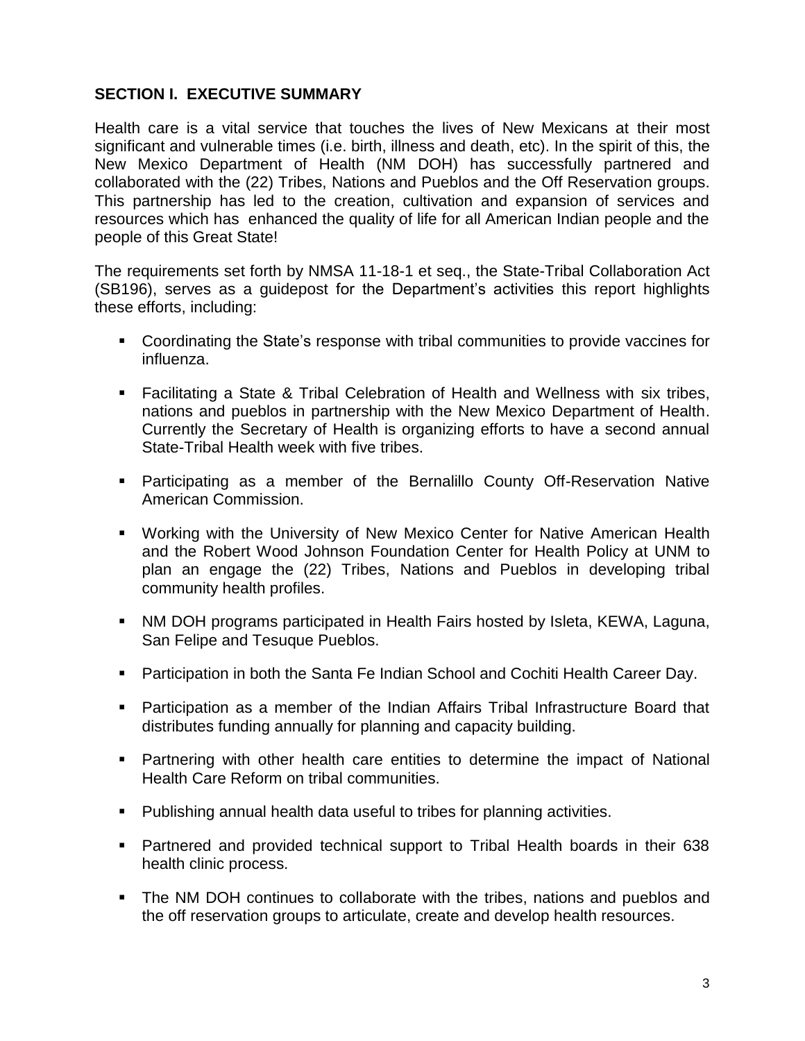## SECTION I. EXECUTIVE SUMMARY

Health care is a vital service that touches the lives of New Mexicans at their most significant and vulnerable times (i.e. birth, illness and death, etc). In the spirit of this, the New Mexico Department of Health (NM DOH) has successfully partnered and collaborated with the (22) Tribes, Nations and Pueblos and the Off Reservation groups. This partnership has led to the creation, cultivation and expansion of services and resources which has enhanced the quality of life for all American Indian people and the people of this Great State!

The requirements set forth by NMSA 11-18-1 et seq., the State-Tribal Collaboration Act (SB196), serves as a guidepost for the Department's activities this report highlights these efforts, including:

- Coordinating the State's response with tribal communities to provide vaccines for influenza.
- Facilitating a State & Tribal Celebration of Health and Wellness with six tribes, nations and pueblos in partnership with the New Mexico Department of Health. Currently the Secretary of Health is organizing efforts to have a second annual State-Tribal Health week with five tribes.
- Participating as a member of the Bernalillo County Off-Reservation Native American Commission.
- Working with the University of New Mexico Center for Native American Health and the Robert Wood Johnson Foundation Center for Health Policy at UNM to plan an engage the (22) Tribes, Nations and Pueblos in developing tribal community health profiles.
- NM DOH programs participated in Health Fairs hosted by Isleta, KEWA, Laguna, San Felipe and Tesuque Pueblos.
- Participation in both the Santa Fe Indian School and Cochiti Health Career Day.
- Participation as a member of the Indian Affairs Tribal Infrastructure Board that distributes funding annually for planning and capacity building.
- Partnering with other health care entities to determine the impact of National Health Care Reform on tribal communities.
- Publishing annual health data useful to tribes for planning activities.
- Partnered and provided technical support to Tribal Health boards in their 638 health clinic process.
- The NM DOH continues to collaborate with the tribes, nations and pueblos and the off reservation groups to articulate, create and develop health resources.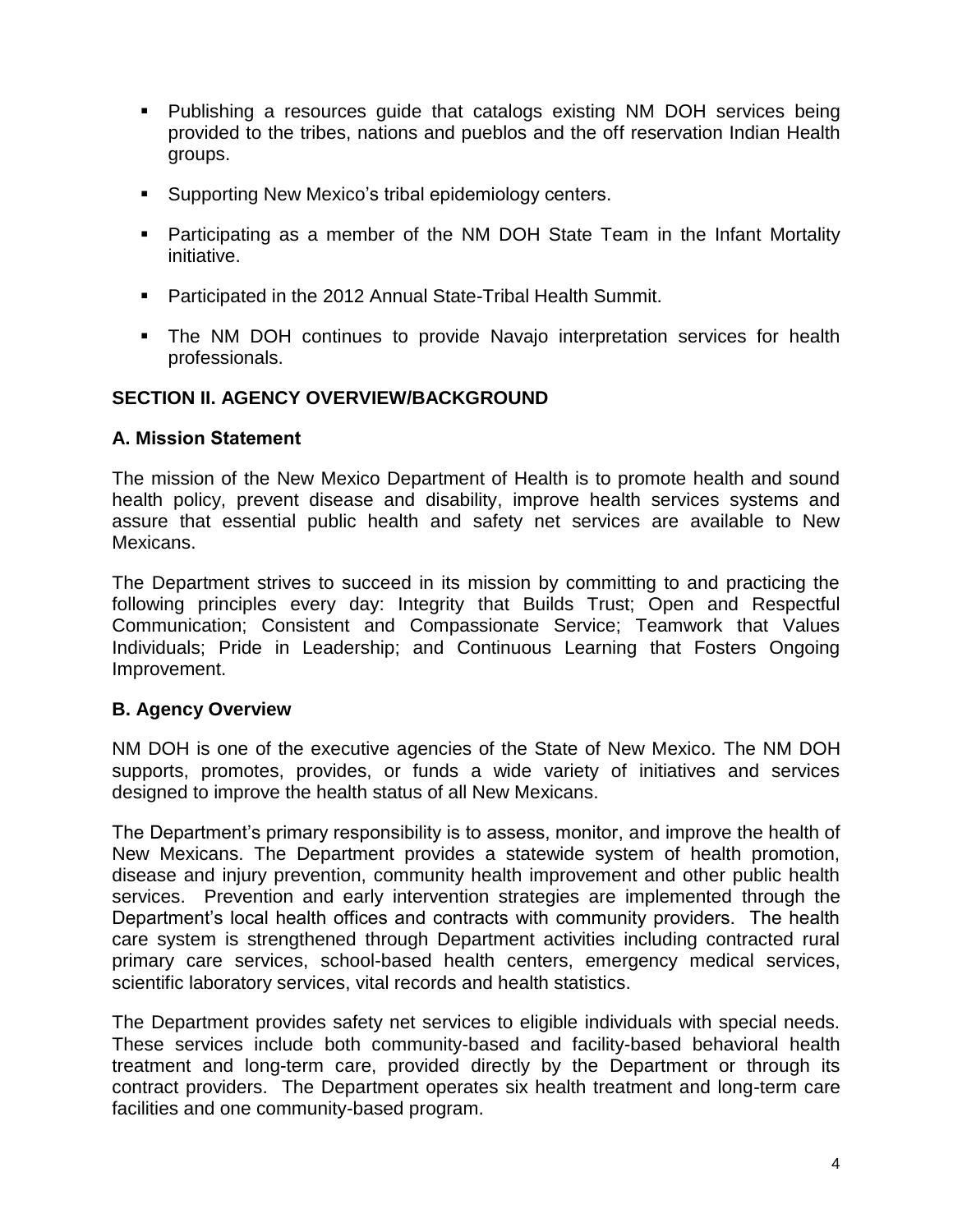- Publishing a resources guide that catalogs existing NM DOH services being provided to the tribes, nations and pueblos and the off reservation Indian Health groups.
- Supporting New Mexico's tribal epidemiology centers.
- Participating as a member of the NM DOH State Team in the Infant Mortality initiative.
- Participated in the 2012 Annual State-Tribal Health Summit.
- The NM DOH continues to provide Navajo interpretation services for health professionals.

## SECTION II. AGENCY OVERVIEW/BACKGROUND

### A. Mission Statement

The mission of the New Mexico Department of Health is to promote health and sound health policy, prevent disease and disability, improve health services systems and assure that essential public health and safety net services are available to New Mexicans.

The Department strives to succeed in its mission by committing to and practicing the following principles every day: Integrity that Builds Trust; Open and Respectful Communication; Consistent and Compassionate Service; Teamwork that Values Individuals; Pride in Leadership; and Continuous Learning that Fosters Ongoing Improvement.

### B. Agency Overview

NM DOH is one of the executive agencies of the State of New Mexico. The NM DOH supports, promotes, provides, or funds a wide variety of initiatives and services designed to improve the health status of all New Mexicans.

The Department's primary responsibility is to assess, monitor, and improve the health of New Mexicans. The Department provides a statewide system of health promotion, disease and injury prevention, community health improvement and other public health services. Prevention and early intervention strategies are implemented through the Department's local health offices and contracts with community providers. The health care system is strengthened through Department activities including contracted rural primary care services, school-based health centers, emergency medical services, scientific laboratory services, vital records and health statistics.

The Department provides safety net services to eligible individuals with special needs. These services include both community-based and facility-based behavioral health treatment and long-term care, provided directly by the Department or through its contract providers. The Department operates six health treatment and long-term care facilities and one community-based program.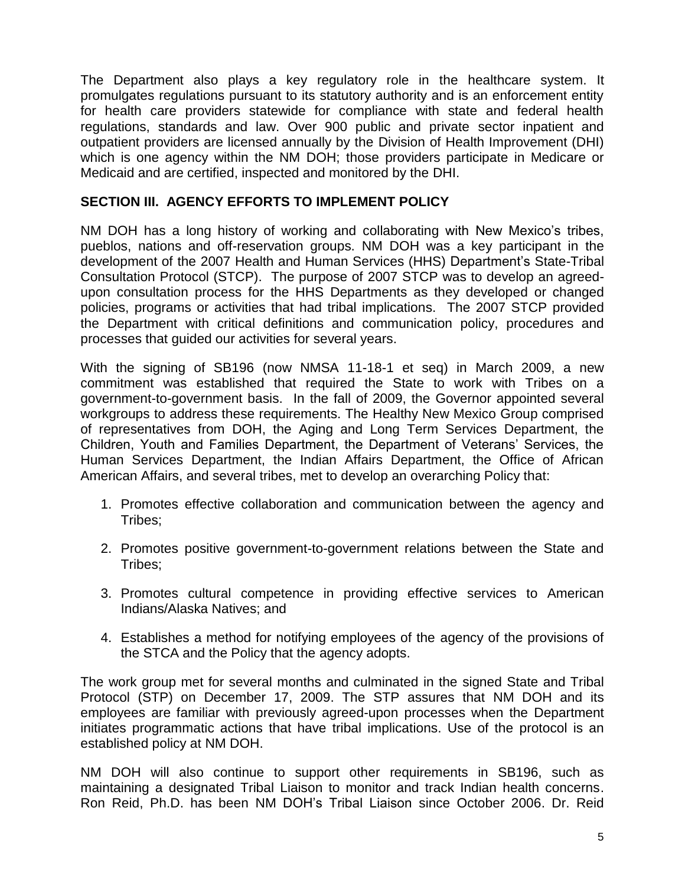The Department also plays a key regulatory role in the healthcare system. It promulgates regulations pursuant to its statutory authority and is an enforcement entity for health care providers statewide for compliance with state and federal health regulations, standards and law. Over 900 public and private sector inpatient and outpatient providers are licensed annually by the Division of Health Improvement (DHI) which is one agency within the NM DOH; those providers participate in Medicare or Medicaid and are certified, inspected and monitored by the DHI.

## SECTION III. AGENCY EFFORTS TO IMPLEMENT POLICY

NM DOH has a long history of working and collaborating with New Mexico's tribes, pueblos, nations and off-reservation groups. NM DOH was a key participant in the development of the 2007 Health and Human Services (HHS) Department's State-Tribal Consultation Protocol (STCP). The purpose of 2007 STCP was to develop an agreed-upon consultation process for the HHS Departments as they developed or changed policies, programs or activities that had tribal implications. The 2007 STCP provided the Department with critical definitions and communication policy, procedures and processes that guided our activities for several years.

With the signing of SB196 (now NMSA 11-18-1 et seq) in March 2009, a new commitment was established that required the State to work with Tribes on a government-to-government basis. In the fall of 2009, the Governor appointed several workgroups to address these requirements. The Healthy New Mexico Group comprised of representatives from DOH, the Aging and Long Term Services Department, the Children, Youth and Families Department, the Department of Veterans' Services, the Human Services Department, the Indian Affairs Department, the Office of African American Affairs, and several tribes, met to develop an overarching Policy that:

1. Promotes effective collaboration and communication between the agency and Tribes;

2. Promotes positive government-to-government relations between the State and Tribes;

3. Promotes cultural competence in providing effective services to American Indians/Alaska Natives; and

4. Establishes a method for notifying employees of the agency of the provisions of the STCA and the Policy that the agency adopts.

The work group met for several months and culminated in the signed State and Tribal Protocol (STP) on December 17, 2009. The STP assures that NM DOH and its employees are familiar with previously agreed-upon processes when the Department initiates programmatic actions that have tribal implications. Use of the protocol is an established policy at NM DOH.

NM DOH will also continue to support other requirements in SB196, such as maintaining a designated Tribal Liaison to monitor and track Indian health concerns. Ron Reid, Ph.D. has been NM DOH's Tribal Liaison since October 2006. Dr. Reid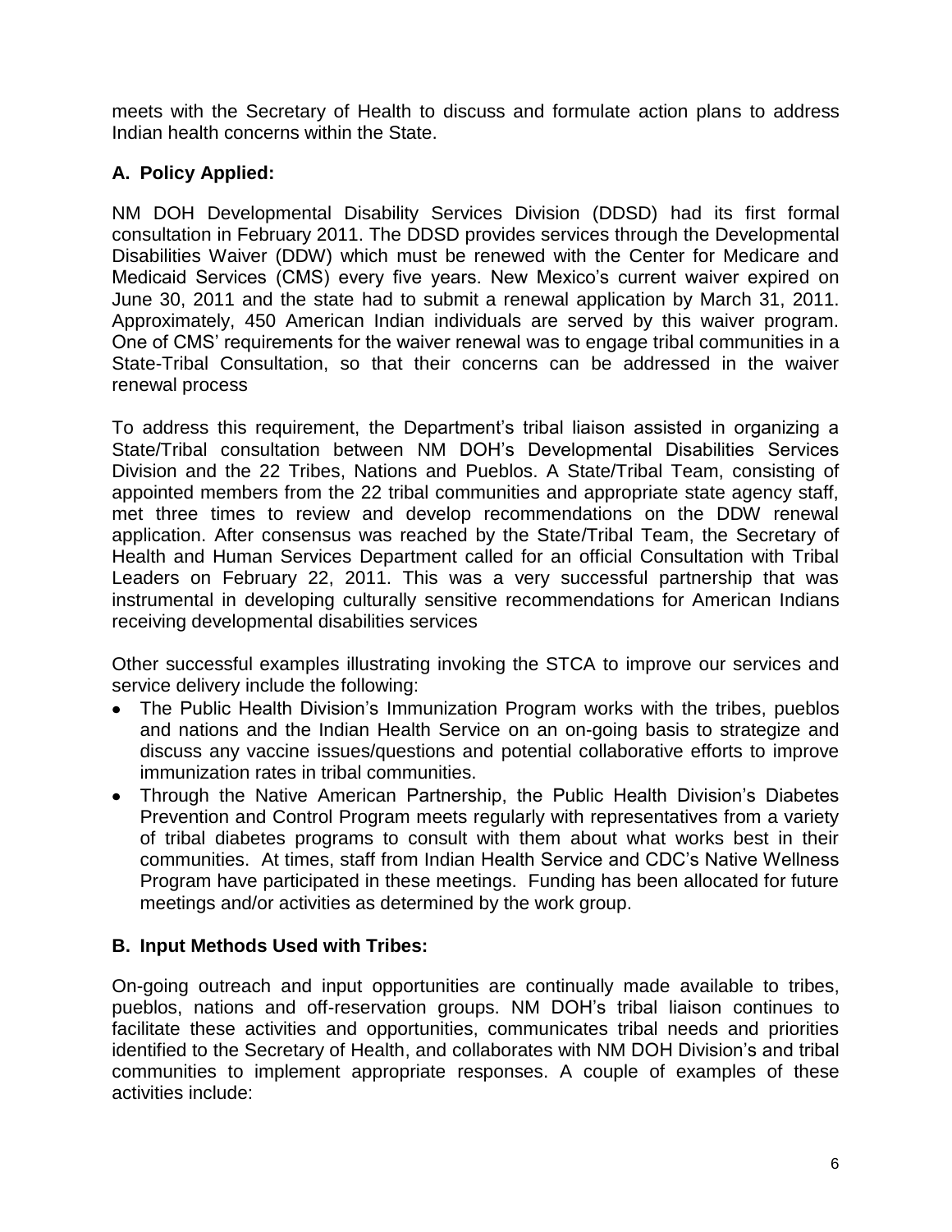meets with the Secretary of Health to discuss and formulate action plans to address Indian health concerns within the State.

### A. Policy Applied:

NM DOH Developmental Disability Services Division (DDSD) had its first formal consultation in February 2011. The DDSD provides services through the Developmental Disabilities Waiver (DDW) which must be renewed with the Center for Medicare and Medicaid Services (CMS) every five years. New Mexico's current waiver expired on June 30, 2011 and the state had to submit a renewal application by March 31, 2011. Approximately, 450 American Indian individuals are served by this waiver program. One of CMS' requirements for the waiver renewal was to engage tribal communities in a State-Tribal Consultation, so that their concerns can be addressed in the waiver renewal process

To address this requirement, the Department's tribal liaison assisted in organizing a State/Tribal consultation between NM DOH's Developmental Disabilities Services Division and the 22 Tribes, Nations and Pueblos. A State/Tribal Team, consisting of appointed members from the 22 tribal communities and appropriate state agency staff, met three times to review and develop recommendations on the DDW renewal application. After consensus was reached by the State/Tribal Team, the Secretary of Health and Human Services Department called for an official Consultation with Tribal Leaders on February 22, 2011. This was a very successful partnership that was instrumental in developing culturally sensitive recommendations for American Indians receiving developmental disabilities services

Other successful examples illustrating invoking the STCA to improve our services and service delivery include the following:

- The Public Health Division's Immunization Program works with the tribes, pueblos and nations and the Indian Health Service on an on-going basis to strategize and discuss any vaccine issues/questions and potential collaborative efforts to improve immunization rates in tribal communities.
- Through the Native American Partnership, the Public Health Division's Diabetes Prevention and Control Program meets regularly with representatives from a variety of tribal diabetes programs to consult with them about what works best in their communities. At times, staff from Indian Health Service and CDC's Native Wellness Program have participated in these meetings. Funding has been allocated for future meetings and/or activities as determined by the work group.

### B. Input Methods Used with Tribes:

On-going outreach and input opportunities are continually made available to tribes, pueblos, nations and off-reservation groups. NM DOH's tribal liaison continues to facilitate these activities and opportunities, communicates tribal needs and priorities identified to the Secretary of Health, and collaborates with NM DOH Division's and tribal communities to implement appropriate responses. A couple of examples of these activities include: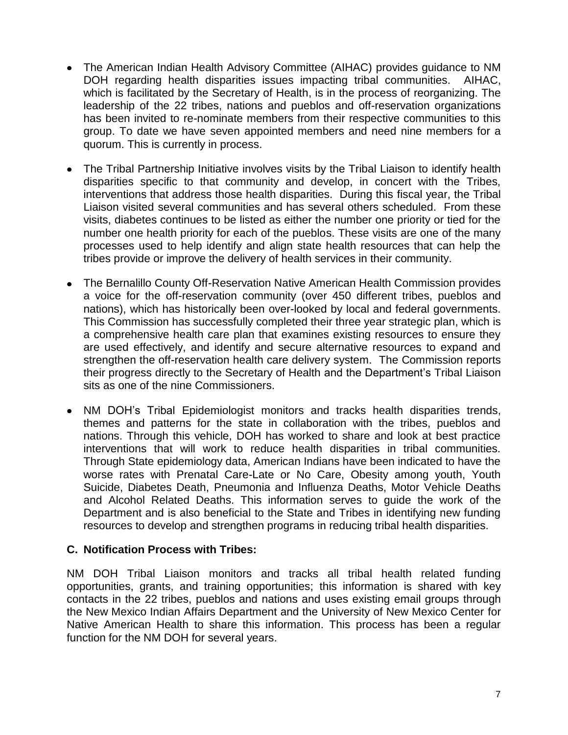- The American Indian Health Advisory Committee (AIHAC) provides guidance to NM DOH regarding health disparities issues impacting tribal communities. AIHAC, which is facilitated by the Secretary of Health, is in the process of reorganizing. The leadership of the 22 tribes, nations and pueblos and off-reservation organizations has been invited to re-nominate members from their respective communities to this group. To date we have seven appointed members and need nine members for a quorum. This is currently in process.

- The Tribal Partnership Initiative involves visits by the Tribal Liaison to identify health disparities specific to that community and develop, in concert with the Tribes, interventions that address those health disparities. During this fiscal year, the Tribal Liaison visited several communities and has several others scheduled. From these visits, diabetes continues to be listed as either the number one priority or tied for the number one health priority for each of the pueblos. These visits are one of the many processes used to help identify and align state health resources that can help the tribes provide or improve the delivery of health services in their community.

- The Bernalillo County Off-Reservation Native American Health Commission provides a voice for the off-reservation community (over 450 different tribes, pueblos and nations), which has historically been over-looked by local and federal governments. This Commission has successfully completed their three year strategic plan, which is a comprehensive health care plan that examines existing resources to ensure they are used effectively, and identify and secure alternative resources to expand and strengthen the off-reservation health care delivery system. The Commission reports their progress directly to the Secretary of Health and the Department's Tribal Liaison sits as one of the nine Commissioners.

- NM DOH's Tribal Epidemiologist monitors and tracks health disparities trends, themes and patterns for the state in collaboration with the tribes, pueblos and nations. Through this vehicle, DOH has worked to share and look at best practice interventions that will work to reduce health disparities in tribal communities. Through State epidemiology data, American Indians have been indicated to have the worse rates with Prenatal Care-Late or No Care, Obesity among youth, Youth Suicide, Diabetes Death, Pneumonia and Influenza Deaths, Motor Vehicle Deaths and Alcohol Related Deaths. This information serves to guide the work of the Department and is also beneficial to the State and Tribes in identifying new funding resources to develop and strengthen programs in reducing tribal health disparities.

### C. Notification Process with Tribes:

NM DOH Tribal Liaison monitors and tracks all tribal health related funding opportunities, grants, and training opportunities; this information is shared with key contacts in the 22 tribes, pueblos and nations and uses existing email groups through the New Mexico Indian Affairs Department and the University of New Mexico Center for Native American Health to share this information. This process has been a regular function for the NM DOH for several years.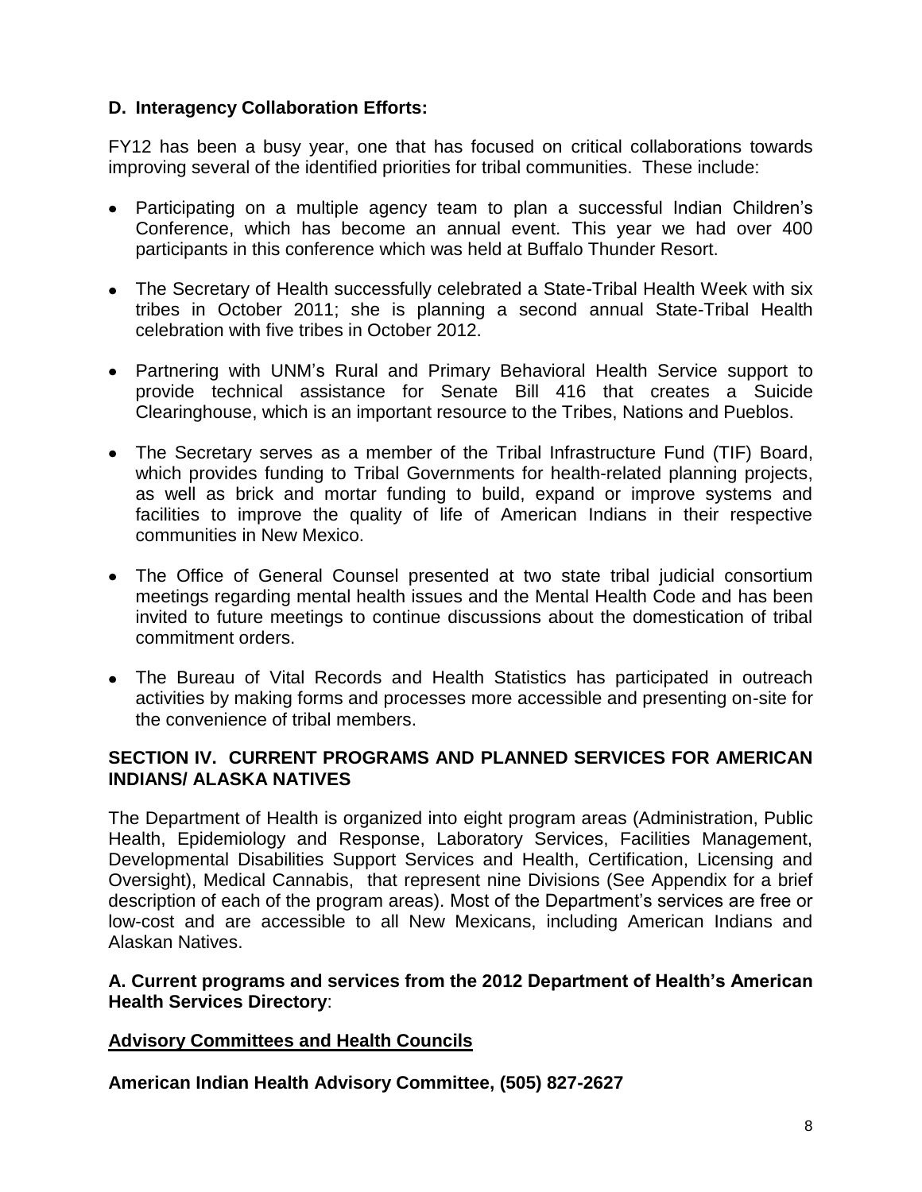**D. Interagency Collaboration Efforts:**

FY12 has been a busy year, one that has focused on critical collaborations towards improving several of the identified priorities for tribal communities. These include:

- Participating on a multiple agency team to plan a successful Indian Children's Conference, which has become an annual event. This year we had over 400 participants in this conference which was held at Buffalo Thunder Resort.
- The Secretary of Health successfully celebrated a State-Tribal Health Week with six tribes in October 2011; she is planning a second annual State-Tribal Health celebration with five tribes in October 2012.
- Partnering with UNM's Rural and Primary Behavioral Health Service support to provide technical assistance for Senate Bill 416 that creates a Suicide Clearinghouse, which is an important resource to the Tribes, Nations and Pueblos.
- The Secretary serves as a member of the Tribal Infrastructure Fund (TIF) Board, which provides funding to Tribal Governments for health-related planning projects, as well as brick and mortar funding to build, expand or improve systems and facilities to improve the quality of life of American Indians in their respective communities in New Mexico.
- The Office of General Counsel presented at two state tribal judicial consortium meetings regarding mental health issues and the Mental Health Code and has been invited to future meetings to continue discussions about the domestication of tribal commitment orders.
- The Bureau of Vital Records and Health Statistics has participated in outreach activities by making forms and processes more accessible and presenting on-site for the convenience of tribal members.

## SECTION IV. CURRENT PROGRAMS AND PLANNED SERVICES FOR AMERICAN INDIANS/ ALASKA NATIVES

The Department of Health is organized into eight program areas (Administration, Public Health, Epidemiology and Response, Laboratory Services, Facilities Management, Developmental Disabilities Support Services and Health, Certification, Licensing and Oversight), Medical Cannabis, that represent nine Divisions (See Appendix for a brief description of each of the program areas). Most of the Department's services are free or low-cost and are accessible to all New Mexicans, including American Indians and Alaskan Natives.

**A. Current programs and services from the 2012 Department of Health's American Health Services Directory**:

**Advisory Committees and Health Councils**

**American Indian Health Advisory Committee, (505) 827-2627**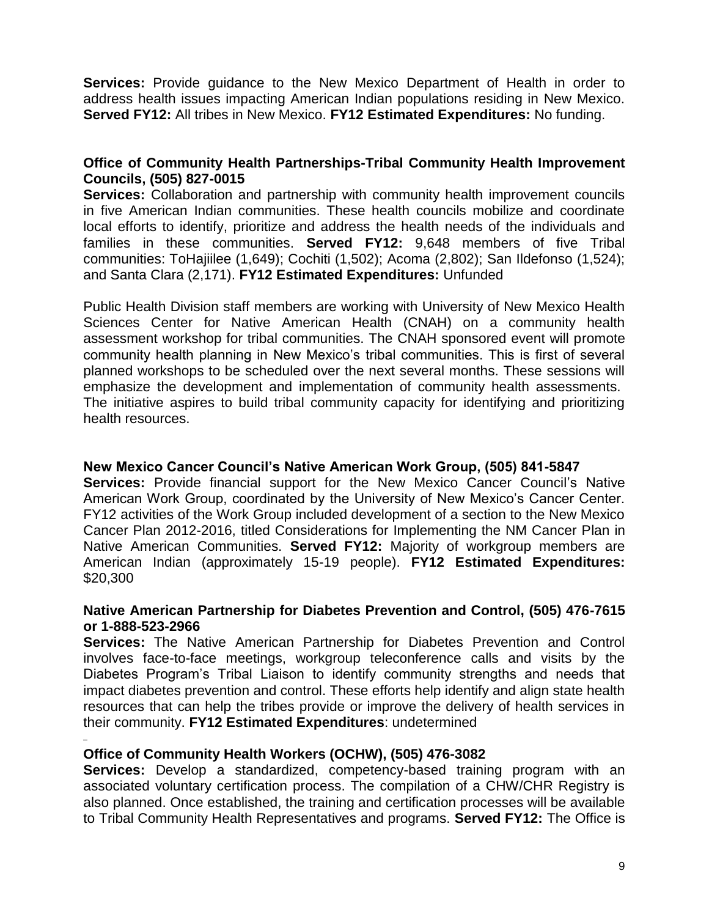**Services:** Provide guidance to the New Mexico Department of Health in order to address health issues impacting American Indian populations residing in New Mexico. **Served FY12:** All tribes in New Mexico. **FY12 Estimated Expenditures:** No funding.

**Office of Community Health Partnerships-Tribal Community Health Improvement Councils, (505) 827-0015**

**Services:** Collaboration and partnership with community health improvement councils in five American Indian communities. These health councils mobilize and coordinate local efforts to identify, prioritize and address the health needs of the individuals and families in these communities. **Served FY12:** 9,648 members of five Tribal communities: ToHajiilee (1,649); Cochiti (1,502); Acoma (2,802); San Ildefonso (1,524); and Santa Clara (2,171). **FY12 Estimated Expenditures:** Unfunded

Public Health Division staff members are working with University of New Mexico Health Sciences Center for Native American Health (CNAH) on a community health assessment workshop for tribal communities. The CNAH sponsored event will promote community health planning in New Mexico's tribal communities. This is first of several planned workshops to be scheduled over the next several months. These sessions will emphasize the development and implementation of community health assessments. The initiative aspires to build tribal community capacity for identifying and prioritizing health resources.

**New Mexico Cancer Council's Native American Work Group, (505) 841-5847**

**Services:** Provide financial support for the New Mexico Cancer Council's Native American Work Group, coordinated by the University of New Mexico's Cancer Center. FY12 activities of the Work Group included development of a section to the New Mexico Cancer Plan 2012-2016, titled Considerations for Implementing the NM Cancer Plan in Native American Communities. **Served FY12:** Majority of workgroup members are American Indian (approximately 15-19 people). **FY12 Estimated Expenditures:** $20,300

**Native American Partnership for Diabetes Prevention and Control, (505) 476-7615 or 1-888-523-2966**

**Services:** The Native American Partnership for Diabetes Prevention and Control involves face-to-face meetings, workgroup teleconference calls and visits by the Diabetes Program's Tribal Liaison to identify community strengths and needs that impact diabetes prevention and control. These efforts help identify and align state health resources that can help the tribes provide or improve the delivery of health services in their community. **FY12 Estimated Expenditures**: undetermined

**Office of Community Health Workers (OCHW), (505) 476-3082**

**Services:** Develop a standardized, competency-based training program with an associated voluntary certification process. The compilation of a CHW/CHR Registry is also planned. Once established, the training and certification processes will be available to Tribal Community Health Representatives and programs. **Served FY12:** The Office is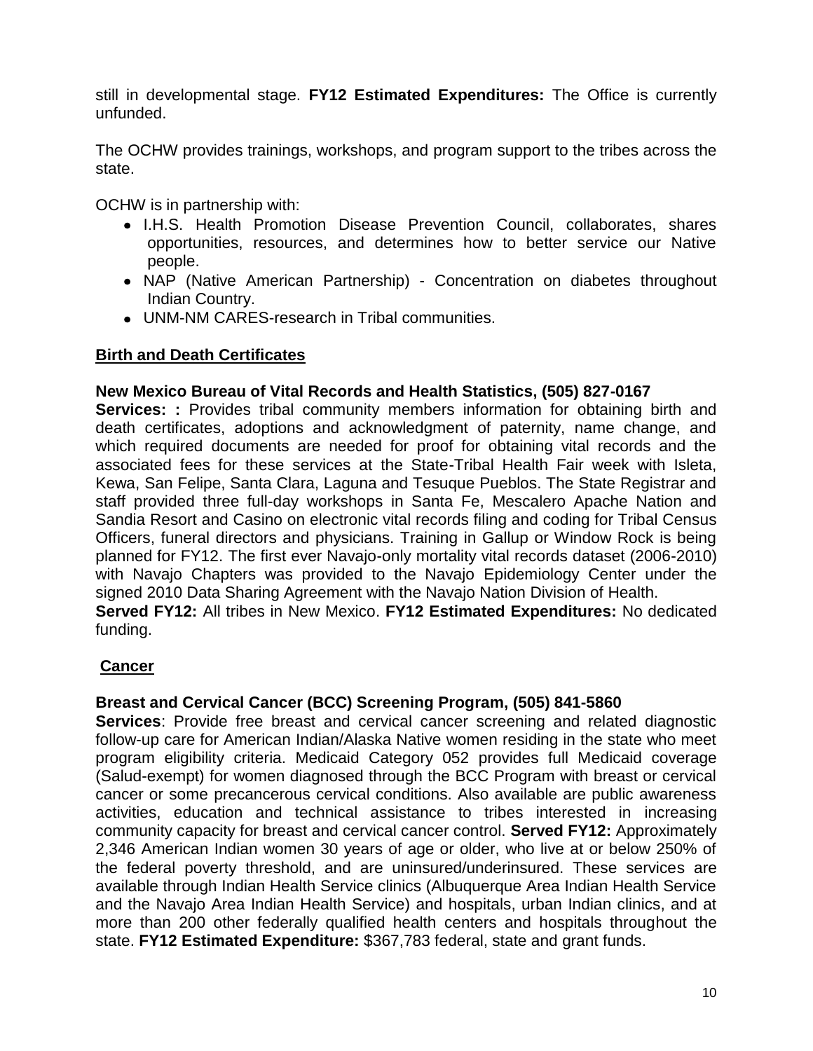still in developmental stage. **FY12 Estimated Expenditures:** The Office is currently unfunded.

The OCHW provides trainings, workshops, and program support to the tribes across the state.

OCHW is in partnership with:

- I.H.S. Health Promotion Disease Prevention Council, collaborates, shares opportunities, resources, and determines how to better service our Native people.
- NAP (Native American Partnership) - Concentration on diabetes throughout Indian Country.
- UNM-NM CARES-research in Tribal communities.

## Birth and Death Certificates

**New Mexico Bureau of Vital Records and Health Statistics, (505) 827-0167**
**Services: :** Provides tribal community members information for obtaining birth and death certificates, adoptions and acknowledgment of paternity, name change, and which required documents are needed for proof for obtaining vital records and the associated fees for these services at the State-Tribal Health Fair week with Isleta, Kewa, San Felipe, Santa Clara, Laguna and Tesuque Pueblos. The State Registrar and staff provided three full-day workshops in Santa Fe, Mescalero Apache Nation and Sandia Resort and Casino on electronic vital records filing and coding for Tribal Census Officers, funeral directors and physicians. Training in Gallup or Window Rock is being planned for FY12. The first ever Navajo-only mortality vital records dataset (2006-2010) with Navajo Chapters was provided to the Navajo Epidemiology Center under the signed 2010 Data Sharing Agreement with the Navajo Nation Division of Health.
**Served FY12:** All tribes in New Mexico. **FY12 Estimated Expenditures:** No dedicated funding.

## Cancer

**Breast and Cervical Cancer (BCC) Screening Program, (505) 841-5860**
**Services**: Provide free breast and cervical cancer screening and related diagnostic follow-up care for American Indian/Alaska Native women residing in the state who meet program eligibility criteria. Medicaid Category 052 provides full Medicaid coverage (Salud-exempt) for women diagnosed through the BCC Program with breast or cervical cancer or some precancerous cervical conditions. Also available are public awareness activities, education and technical assistance to tribes interested in increasing community capacity for breast and cervical cancer control. **Served FY12:** Approximately 2,346 American Indian women 30 years of age or older, who live at or below 250% of the federal poverty threshold, and are uninsured/underinsured. These services are available through Indian Health Service clinics (Albuquerque Area Indian Health Service and the Navajo Area Indian Health Service) and hospitals, urban Indian clinics, and at more than 200 other federally qualified health centers and hospitals throughout the state. **FY12 Estimated Expenditure:** $367,783 federal, state and grant funds.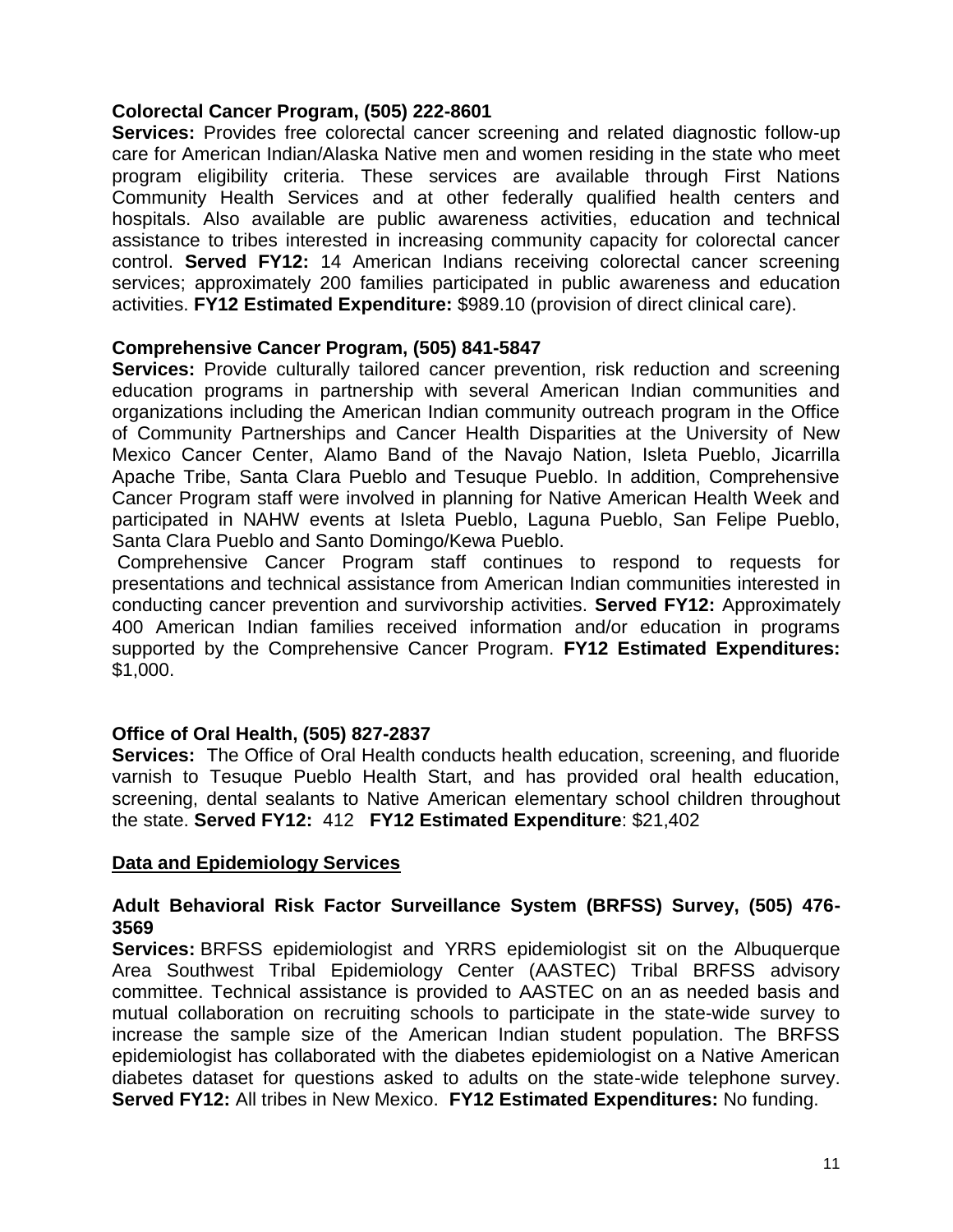**Colorectal Cancer Program, (505) 222-8601**
**Services:** Provides free colorectal cancer screening and related diagnostic follow-up care for American Indian/Alaska Native men and women residing in the state who meet program eligibility criteria. These services are available through First Nations Community Health Services and at other federally qualified health centers and hospitals. Also available are public awareness activities, education and technical assistance to tribes interested in increasing community capacity for colorectal cancer control. **Served FY12:** 14 American Indians receiving colorectal cancer screening services; approximately 200 families participated in public awareness and education activities. **FY12 Estimated Expenditure:** $989.10 (provision of direct clinical care).

**Comprehensive Cancer Program, (505) 841-5847**
**Services:** Provide culturally tailored cancer prevention, risk reduction and screening education programs in partnership with several American Indian communities and organizations including the American Indian community outreach program in the Office of Community Partnerships and Cancer Health Disparities at the University of New Mexico Cancer Center, Alamo Band of the Navajo Nation, Isleta Pueblo, Jicarrilla Apache Tribe, Santa Clara Pueblo and Tesuque Pueblo. In addition, Comprehensive Cancer Program staff were involved in planning for Native American Health Week and participated in NAHW events at Isleta Pueblo, Laguna Pueblo, San Felipe Pueblo, Santa Clara Pueblo and Santo Domingo/Kewa Pueblo.

Comprehensive Cancer Program staff continues to respond to requests for presentations and technical assistance from American Indian communities interested in conducting cancer prevention and survivorship activities. **Served FY12:** Approximately 400 American Indian families received information and/or education in programs supported by the Comprehensive Cancer Program. **FY12 Estimated Expenditures:** $1,000.

**Office of Oral Health, (505) 827-2837**
**Services:** The Office of Oral Health conducts health education, screening, and fluoride varnish to Tesuque Pueblo Health Start, and has provided oral health education, screening, dental sealants to Native American elementary school children throughout the state. **Served FY12:** 412 **FY12 Estimated Expenditure**: $21,402

## Data and Epidemiology Services

**Adult Behavioral Risk Factor Surveillance System (BRFSS) Survey, (505) 476-3569**
**Services:** BRFSS epidemiologist and YRRS epidemiologist sit on the Albuquerque Area Southwest Tribal Epidemiology Center (AASTEC) Tribal BRFSS advisory committee. Technical assistance is provided to AASTEC on an as needed basis and mutual collaboration on recruiting schools to participate in the state-wide survey to increase the sample size of the American Indian student population. The BRFSS epidemiologist has collaborated with the diabetes epidemiologist on a Native American diabetes dataset for questions asked to adults on the state-wide telephone survey. **Served FY12:** All tribes in New Mexico. **FY12 Estimated Expenditures:** No funding.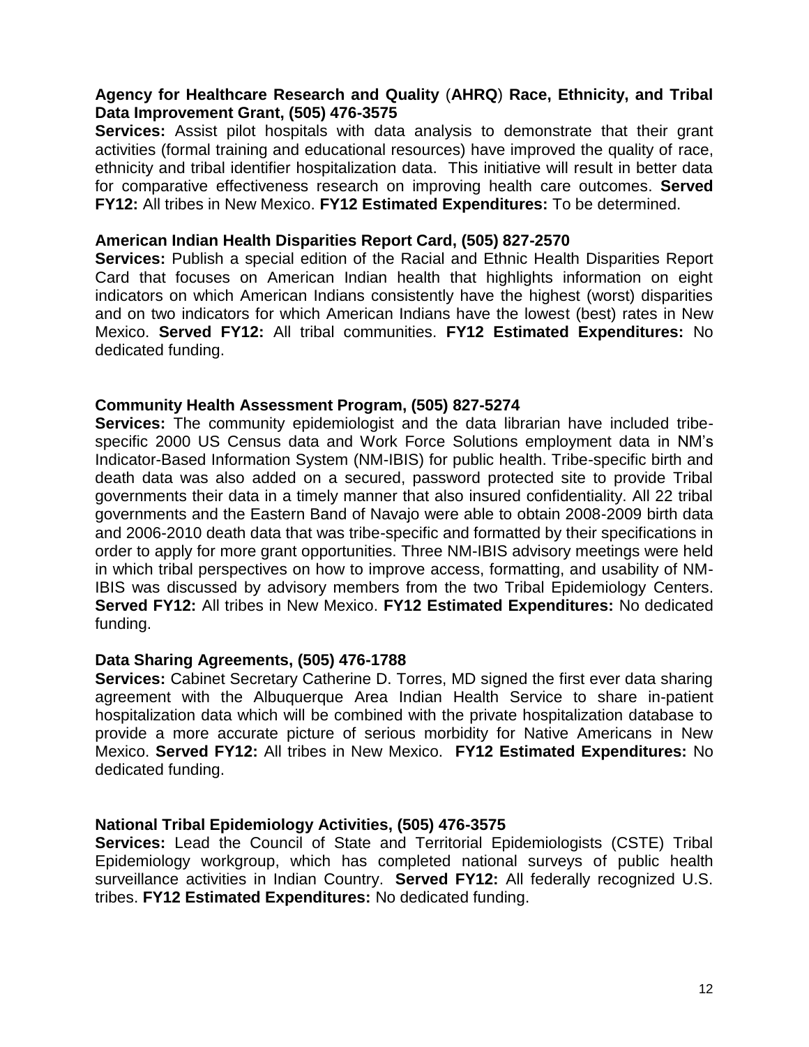**Agency for Healthcare Research and Quality (AHRQ) Race, Ethnicity, and Tribal Data Improvement Grant, (505) 476-3575**

**Services:** Assist pilot hospitals with data analysis to demonstrate that their grant activities (formal training and educational resources) have improved the quality of race, ethnicity and tribal identifier hospitalization data. This initiative will result in better data for comparative effectiveness research on improving health care outcomes. **Served FY12:** All tribes in New Mexico. **FY12 Estimated Expenditures:** To be determined.

**American Indian Health Disparities Report Card, (505) 827-2570**

**Services:** Publish a special edition of the Racial and Ethnic Health Disparities Report Card that focuses on American Indian health that highlights information on eight indicators on which American Indians consistently have the highest (worst) disparities and on two indicators for which American Indians have the lowest (best) rates in New Mexico. **Served FY12:** All tribal communities. **FY12 Estimated Expenditures:** No dedicated funding.

**Community Health Assessment Program, (505) 827-5274**

**Services:** The community epidemiologist and the data librarian have included tribe-specific 2000 US Census data and Work Force Solutions employment data in NM's Indicator-Based Information System (NM-IBIS) for public health. Tribe-specific birth and death data was also added on a secured, password protected site to provide Tribal governments their data in a timely manner that also insured confidentiality. All 22 tribal governments and the Eastern Band of Navajo were able to obtain 2008-2009 birth data and 2006-2010 death data that was tribe-specific and formatted by their specifications in order to apply for more grant opportunities. Three NM-IBIS advisory meetings were held in which tribal perspectives on how to improve access, formatting, and usability of NM-IBIS was discussed by advisory members from the two Tribal Epidemiology Centers. **Served FY12:** All tribes in New Mexico. **FY12 Estimated Expenditures:** No dedicated funding.

**Data Sharing Agreements, (505) 476-1788**

**Services:** Cabinet Secretary Catherine D. Torres, MD signed the first ever data sharing agreement with the Albuquerque Area Indian Health Service to share in-patient hospitalization data which will be combined with the private hospitalization database to provide a more accurate picture of serious morbidity for Native Americans in New Mexico. **Served FY12:** All tribes in New Mexico. **FY12 Estimated Expenditures:** No dedicated funding.

**National Tribal Epidemiology Activities, (505) 476-3575**

**Services:** Lead the Council of State and Territorial Epidemiologists (CSTE) Tribal Epidemiology workgroup, which has completed national surveys of public health surveillance activities in Indian Country. **Served FY12:** All federally recognized U.S. tribes. **FY12 Estimated Expenditures:** No dedicated funding.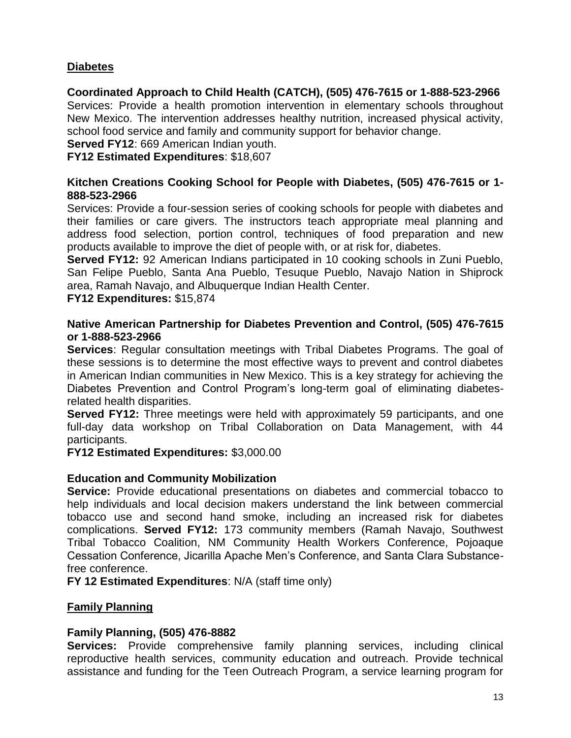## Diabetes

**Coordinated Approach to Child Health (CATCH), (505) 476-7615 or 1-888-523-2966**

Services: Provide a health promotion intervention in elementary schools throughout New Mexico. The intervention addresses healthy nutrition, increased physical activity, school food service and family and community support for behavior change.

**Served FY12**: 669 American Indian youth.

**FY12 Estimated Expenditures**: $18,607

**Kitchen Creations Cooking School for People with Diabetes, (505) 476-7615 or 1-888-523-2966**

Services: Provide a four-session series of cooking schools for people with diabetes and their families or care givers. The instructors teach appropriate meal planning and address food selection, portion control, techniques of food preparation and new products available to improve the diet of people with, or at risk for, diabetes.

**Served FY12:** 92 American Indians participated in 10 cooking schools in Zuni Pueblo, San Felipe Pueblo, Santa Ana Pueblo, Tesuque Pueblo, Navajo Nation in Shiprock area, Ramah Navajo, and Albuquerque Indian Health Center.

**FY12 Expenditures:** $15,874

**Native American Partnership for Diabetes Prevention and Control, (505) 476-7615 or 1-888-523-2966**

**Services**: Regular consultation meetings with Tribal Diabetes Programs. The goal of these sessions is to determine the most effective ways to prevent and control diabetes in American Indian communities in New Mexico. This is a key strategy for achieving the Diabetes Prevention and Control Program's long-term goal of eliminating diabetes-related health disparities.

**Served FY12:** Three meetings were held with approximately 59 participants, and one full-day data workshop on Tribal Collaboration on Data Management, with 44 participants.

**FY12 Estimated Expenditures:** $3,000.00

**Education and Community Mobilization**

**Service:** Provide educational presentations on diabetes and commercial tobacco to help individuals and local decision makers understand the link between commercial tobacco use and second hand smoke, including an increased risk for diabetes complications. **Served FY12:** 173 community members (Ramah Navajo, Southwest Tribal Tobacco Coalition, NM Community Health Workers Conference, Pojoaque Cessation Conference, Jicarilla Apache Men's Conference, and Santa Clara Substance-free conference.

**FY 12 Estimated Expenditures**: N/A (staff time only)

## Family Planning

**Family Planning, (505) 476-8882**

**Services:** Provide comprehensive family planning services, including clinical reproductive health services, community education and outreach. Provide technical assistance and funding for the Teen Outreach Program, a service learning program for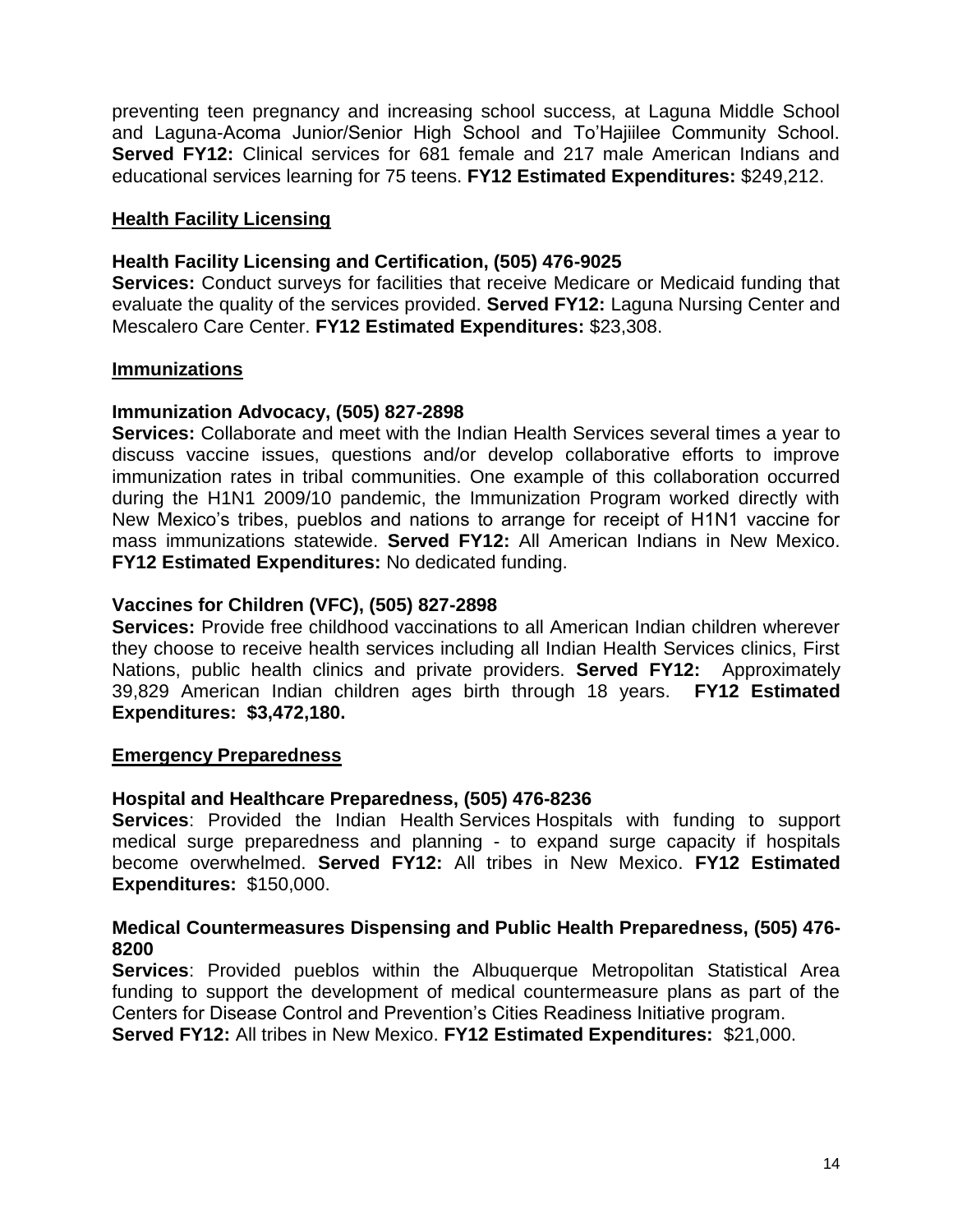preventing teen pregnancy and increasing school success, at Laguna Middle School and Laguna-Acoma Junior/Senior High School and To'Hajiilee Community School. **Served FY12:** Clinical services for 681 female and 217 male American Indians and educational services learning for 75 teens. **FY12 Estimated Expenditures:** $249,212.

## Health Facility Licensing

### Health Facility Licensing and Certification, (505) 476-9025

**Services:** Conduct surveys for facilities that receive Medicare or Medicaid funding that evaluate the quality of the services provided. **Served FY12:** Laguna Nursing Center and Mescalero Care Center. **FY12 Estimated Expenditures:** $23,308.

## Immunizations

### Immunization Advocacy, (505) 827-2898

**Services:** Collaborate and meet with the Indian Health Services several times a year to discuss vaccine issues, questions and/or develop collaborative efforts to improve immunization rates in tribal communities. One example of this collaboration occurred during the H1N1 2009/10 pandemic, the Immunization Program worked directly with New Mexico's tribes, pueblos and nations to arrange for receipt of H1N1 vaccine for mass immunizations statewide. **Served FY12:** All American Indians in New Mexico. **FY12 Estimated Expenditures:** No dedicated funding.

### Vaccines for Children (VFC), (505) 827-2898

**Services:** Provide free childhood vaccinations to all American Indian children wherever they choose to receive health services including all Indian Health Services clinics, First Nations, public health clinics and private providers. **Served FY12:** Approximately 39,829 American Indian children ages birth through 18 years. **FY12 Estimated Expenditures: $3,472,180.**

## Emergency Preparedness

### Hospital and Healthcare Preparedness, (505) 476-8236

**Services**: Provided the Indian Health Services Hospitals with funding to support medical surge preparedness and planning - to expand surge capacity if hospitals become overwhelmed. **Served FY12:** All tribes in New Mexico. **FY12 Estimated Expenditures:** $150,000.

### Medical Countermeasures Dispensing and Public Health Preparedness, (505) 476-8200

**Services**: Provided pueblos within the Albuquerque Metropolitan Statistical Area funding to support the development of medical countermeasure plans as part of the Centers for Disease Control and Prevention's Cities Readiness Initiative program.
**Served FY12:** All tribes in New Mexico. **FY12 Estimated Expenditures:** $21,000.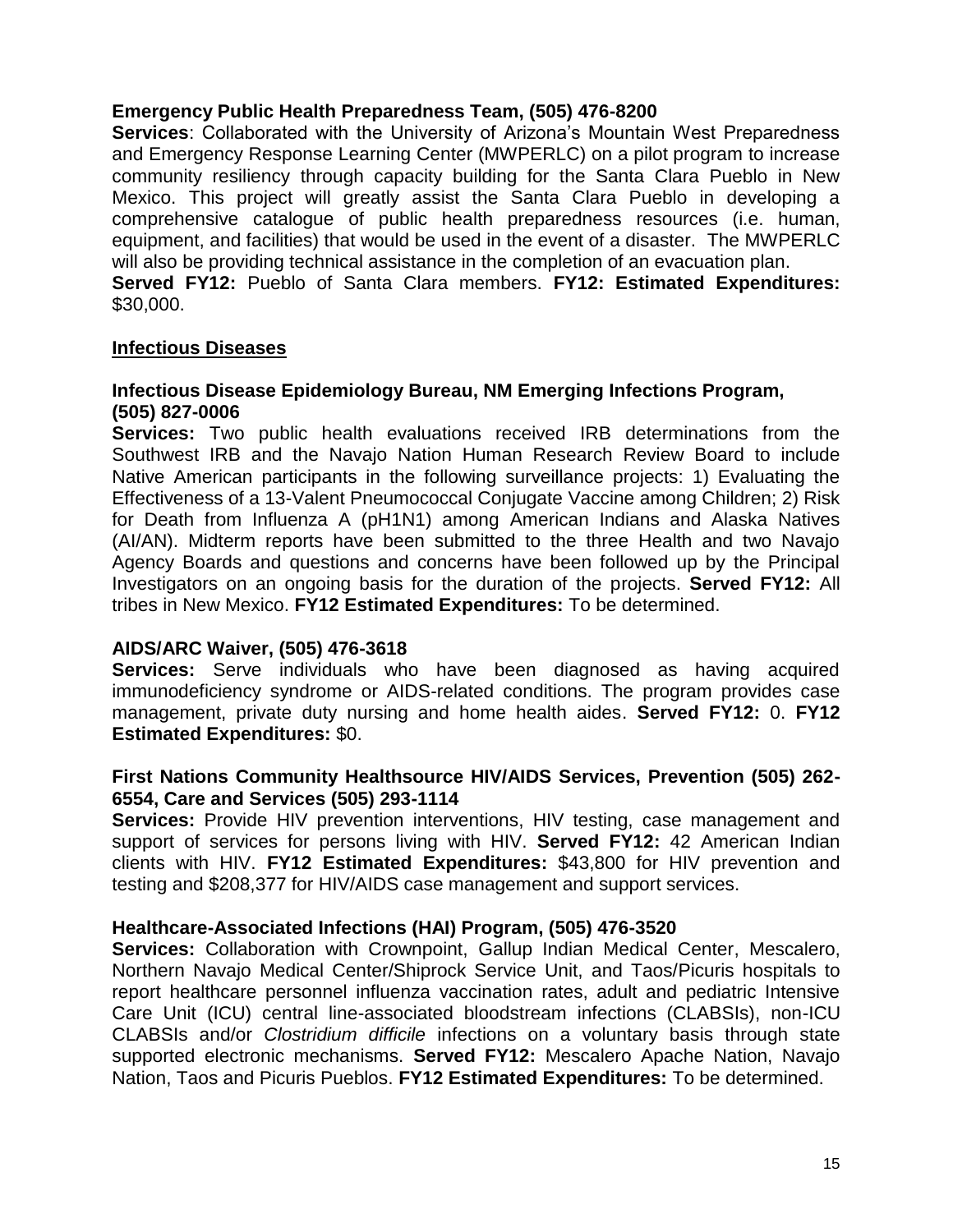**Emergency Public Health Preparedness Team, (505) 476-8200**

**Services**: Collaborated with the University of Arizona's Mountain West Preparedness and Emergency Response Learning Center (MWPERLC) on a pilot program to increase community resiliency through capacity building for the Santa Clara Pueblo in New Mexico. This project will greatly assist the Santa Clara Pueblo in developing a comprehensive catalogue of public health preparedness resources (i.e. human, equipment, and facilities) that would be used in the event of a disaster. The MWPERLC will also be providing technical assistance in the completion of an evacuation plan. **Served FY12:** Pueblo of Santa Clara members. **FY12: Estimated Expenditures:** $30,000.

## Infectious Diseases

**Infectious Disease Epidemiology Bureau, NM Emerging Infections Program, (505) 827-0006**

**Services:** Two public health evaluations received IRB determinations from the Southwest IRB and the Navajo Nation Human Research Review Board to include Native American participants in the following surveillance projects: 1) Evaluating the Effectiveness of a 13-Valent Pneumococcal Conjugate Vaccine among Children; 2) Risk for Death from Influenza A (pH1N1) among American Indians and Alaska Natives (AI/AN). Midterm reports have been submitted to the three Health and two Navajo Agency Boards and questions and concerns have been followed up by the Principal Investigators on an ongoing basis for the duration of the projects. **Served FY12:** All tribes in New Mexico. **FY12 Estimated Expenditures:** To be determined.

**AIDS/ARC Waiver, (505) 476-3618**

**Services:** Serve individuals who have been diagnosed as having acquired immunodeficiency syndrome or AIDS-related conditions. The program provides case management, private duty nursing and home health aides. **Served FY12:** 0. **FY12 Estimated Expenditures:** $0.

**First Nations Community Healthsource HIV/AIDS Services, Prevention (505) 262-6554, Care and Services (505) 293-1114**

**Services:** Provide HIV prevention interventions, HIV testing, case management and support of services for persons living with HIV. **Served FY12:** 42 American Indian clients with HIV. **FY12 Estimated Expenditures:** $43,800 for HIV prevention and testing and $208,377 for HIV/AIDS case management and support services.

**Healthcare-Associated Infections (HAI) Program, (505) 476-3520**

**Services:** Collaboration with Crownpoint, Gallup Indian Medical Center, Mescalero, Northern Navajo Medical Center/Shiprock Service Unit, and Taos/Picuris hospitals to report healthcare personnel influenza vaccination rates, adult and pediatric Intensive Care Unit (ICU) central line-associated bloodstream infections (CLABSIs), non-ICU CLABSIs and/or *Clostridium difficile* infections on a voluntary basis through state supported electronic mechanisms. **Served FY12:** Mescalero Apache Nation, Navajo Nation, Taos and Picuris Pueblos. **FY12 Estimated Expenditures:** To be determined.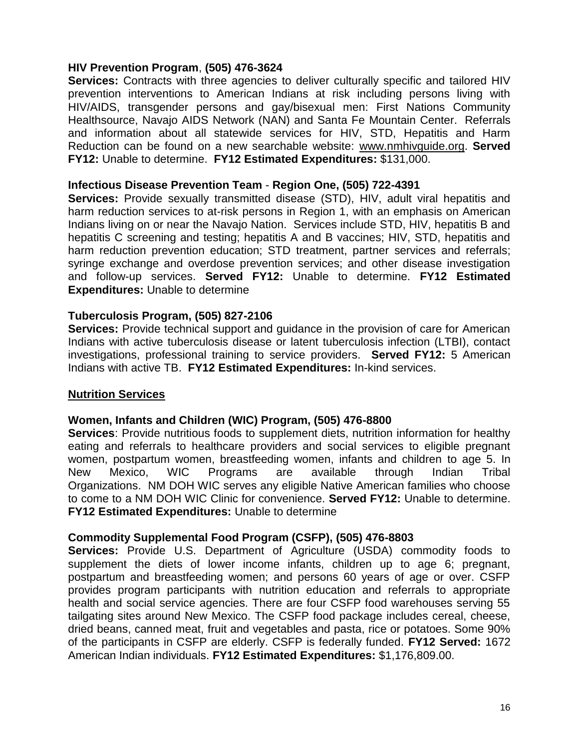**HIV Prevention Program**, **(505) 476-3624**

**Services:** Contracts with three agencies to deliver culturally specific and tailored HIV prevention interventions to American Indians at risk including persons living with HIV/AIDS, transgender persons and gay/bisexual men: First Nations Community Healthsource, Navajo AIDS Network (NAN) and Santa Fe Mountain Center. Referrals and information about all statewide services for HIV, STD, Hepatitis and Harm Reduction can be found on a new searchable website: www.nmhivguide.org. **Served FY12:** Unable to determine. **FY12 Estimated Expenditures:** $131,000.

**Infectious Disease Prevention Team** - **Region One, (505) 722-4391**

**Services:** Provide sexually transmitted disease (STD), HIV, adult viral hepatitis and harm reduction services to at-risk persons in Region 1, with an emphasis on American Indians living on or near the Navajo Nation. Services include STD, HIV, hepatitis B and hepatitis C screening and testing; hepatitis A and B vaccines; HIV, STD, hepatitis and harm reduction prevention education; STD treatment, partner services and referrals; syringe exchange and overdose prevention services; and other disease investigation and follow-up services. **Served FY12:** Unable to determine. **FY12 Estimated Expenditures:** Unable to determine

**Tuberculosis Program, (505) 827-2106**

**Services:** Provide technical support and guidance in the provision of care for American Indians with active tuberculosis disease or latent tuberculosis infection (LTBI), contact investigations, professional training to service providers. **Served FY12:** 5 American Indians with active TB. **FY12 Estimated Expenditures:** In-kind services.

## Nutrition Services

**Women, Infants and Children (WIC) Program, (505) 476-8800**

**Services**: Provide nutritious foods to supplement diets, nutrition information for healthy eating and referrals to healthcare providers and social services to eligible pregnant women, postpartum women, breastfeeding women, infants and children to age 5. In New Mexico, WIC Programs are available through Indian Tribal Organizations. NM DOH WIC serves any eligible Native American families who choose to come to a NM DOH WIC Clinic for convenience. **Served FY12:** Unable to determine. **FY12 Estimated Expenditures:** Unable to determine

**Commodity Supplemental Food Program (CSFP), (505) 476-8803**

**Services:** Provide U.S. Department of Agriculture (USDA) commodity foods to supplement the diets of lower income infants, children up to age 6; pregnant, postpartum and breastfeeding women; and persons 60 years of age or over. CSFP provides program participants with nutrition education and referrals to appropriate health and social service agencies. There are four CSFP food warehouses serving 55 tailgating sites around New Mexico. The CSFP food package includes cereal, cheese, dried beans, canned meat, fruit and vegetables and pasta, rice or potatoes. Some 90% of the participants in CSFP are elderly. CSFP is federally funded. **FY12 Served:** 1672 American Indian individuals. **FY12 Estimated Expenditures:** $1,176,809.00.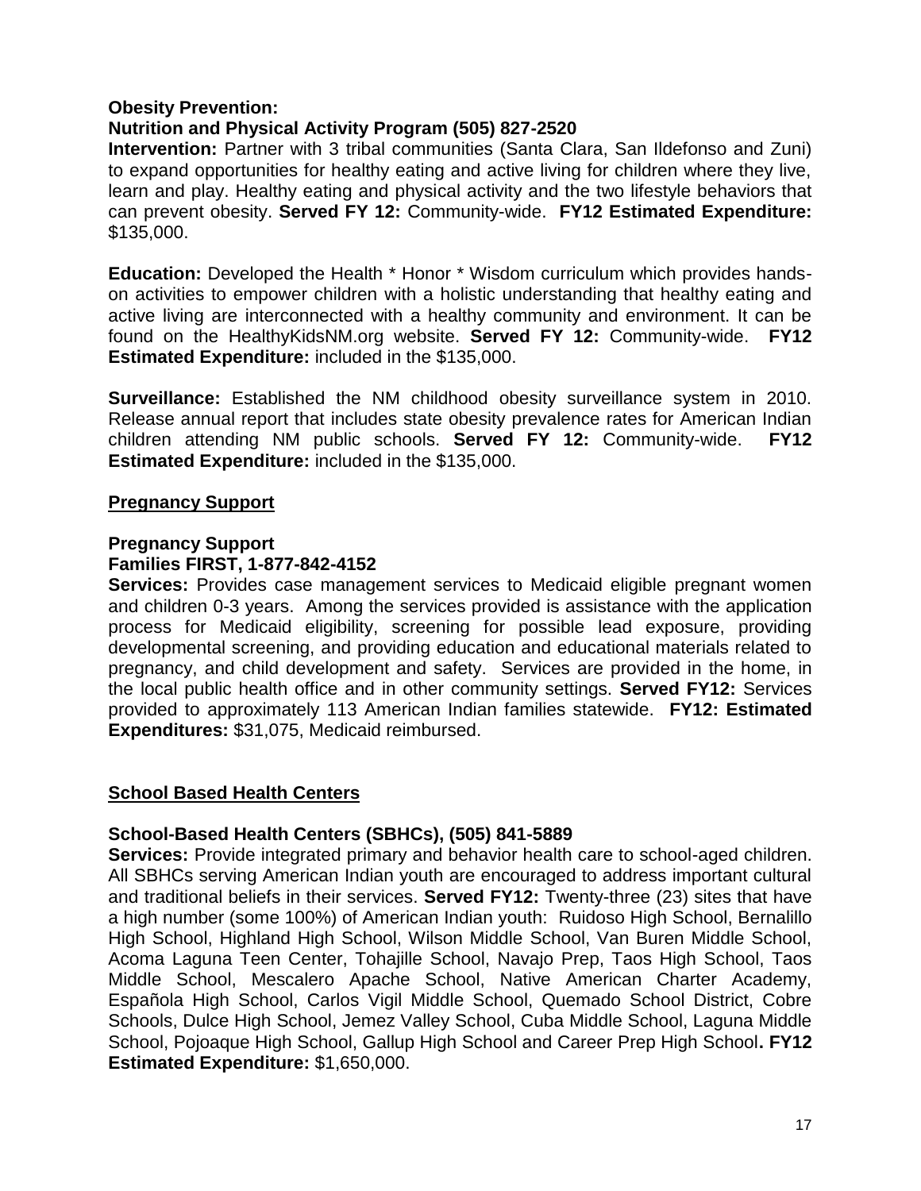**Obesity Prevention:**

**Nutrition and Physical Activity Program (505) 827-2520**

**Intervention:** Partner with 3 tribal communities (Santa Clara, San Ildefonso and Zuni) to expand opportunities for healthy eating and active living for children where they live, learn and play. Healthy eating and physical activity and the two lifestyle behaviors that can prevent obesity. **Served FY 12:** Community-wide. **FY12 Estimated Expenditure:** $135,000.

**Education:** Developed the Health * Honor * Wisdom curriculum which provides hands-on activities to empower children with a holistic understanding that healthy eating and active living are interconnected with a healthy community and environment. It can be found on the HealthyKidsNM.org website. **Served FY 12:** Community-wide. **FY12 Estimated Expenditure:** included in the $135,000.

**Surveillance:** Established the NM childhood obesity surveillance system in 2010. Release annual report that includes state obesity prevalence rates for American Indian children attending NM public schools. **Served FY 12:** Community-wide. **FY12 Estimated Expenditure:** included in the $135,000.

## Pregnancy Support

**Pregnancy Support**

**Families FIRST, 1-877-842-4152**

**Services:** Provides case management services to Medicaid eligible pregnant women and children 0-3 years. Among the services provided is assistance with the application process for Medicaid eligibility, screening for possible lead exposure, providing developmental screening, and providing education and educational materials related to pregnancy, and child development and safety. Services are provided in the home, in the local public health office and in other community settings. **Served FY12:** Services provided to approximately 113 American Indian families statewide. **FY12: Estimated Expenditures:** $31,075, Medicaid reimbursed.

## School Based Health Centers

**School-Based Health Centers (SBHCs), (505) 841-5889**

**Services:** Provide integrated primary and behavior health care to school-aged children. All SBHCs serving American Indian youth are encouraged to address important cultural and traditional beliefs in their services. **Served FY12:** Twenty-three (23) sites that have a high number (some 100%) of American Indian youth: Ruidoso High School, Bernalillo High School, Highland High School, Wilson Middle School, Van Buren Middle School, Acoma Laguna Teen Center, Tohajille School, Navajo Prep, Taos High School, Taos Middle School, Mescalero Apache School, Native American Charter Academy, Española High School, Carlos Vigil Middle School, Quemado School District, Cobre Schools, Dulce High School, Jemez Valley School, Cuba Middle School, Laguna Middle School, Pojoaque High School, Gallup High School and Career Prep High School**. FY12 Estimated Expenditure:** $1,650,000.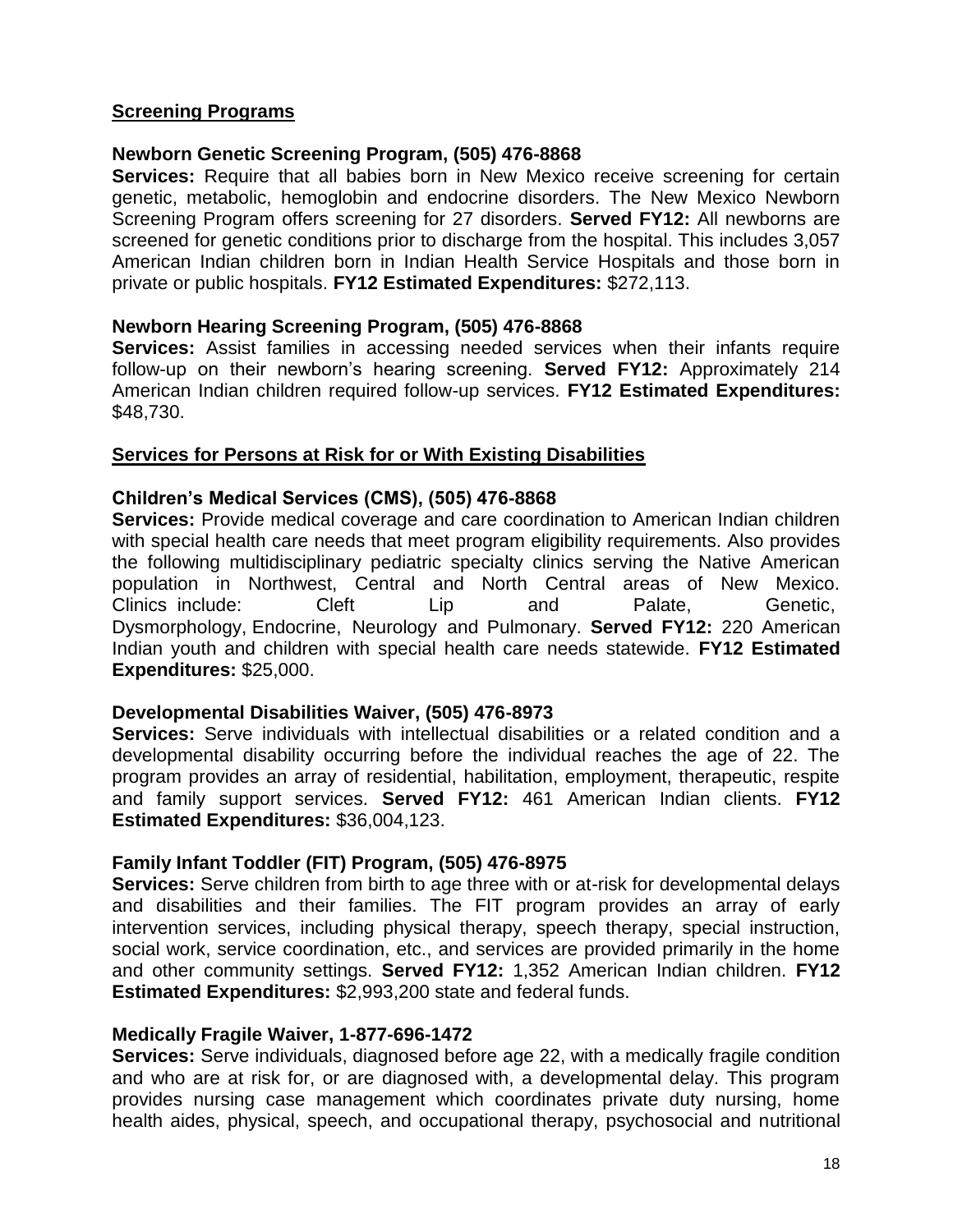## Screening Programs

### Newborn Genetic Screening Program, (505) 476-8868

**Services:** Require that all babies born in New Mexico receive screening for certain genetic, metabolic, hemoglobin and endocrine disorders. The New Mexico Newborn Screening Program offers screening for 27 disorders. **Served FY12:** All newborns are screened for genetic conditions prior to discharge from the hospital. This includes 3,057 American Indian children born in Indian Health Service Hospitals and those born in private or public hospitals. **FY12 Estimated Expenditures:** $272,113.

### Newborn Hearing Screening Program, (505) 476-8868

**Services:** Assist families in accessing needed services when their infants require follow-up on their newborn's hearing screening. **Served FY12:** Approximately 214 American Indian children required follow-up services. **FY12 Estimated Expenditures:** $48,730.

## Services for Persons at Risk for or With Existing Disabilities

### Children's Medical Services (CMS), (505) 476-8868

**Services:** Provide medical coverage and care coordination to American Indian children with special health care needs that meet program eligibility requirements. Also provides the following multidisciplinary pediatric specialty clinics serving the Native American population in Northwest, Central and North Central areas of New Mexico. Clinics include: Cleft Lip and Palate, Genetic, Dysmorphology, Endocrine, Neurology and Pulmonary. **Served FY12:** 220 American Indian youth and children with special health care needs statewide. **FY12 Estimated Expenditures:** $25,000.

### Developmental Disabilities Waiver, (505) 476-8973

**Services:** Serve individuals with intellectual disabilities or a related condition and a developmental disability occurring before the individual reaches the age of 22. The program provides an array of residential, habilitation, employment, therapeutic, respite and family support services. **Served FY12:** 461 American Indian clients. **FY12 Estimated Expenditures:** $36,004,123.

### Family Infant Toddler (FIT) Program, (505) 476-8975

**Services:** Serve children from birth to age three with or at-risk for developmental delays and disabilities and their families. The FIT program provides an array of early intervention services, including physical therapy, speech therapy, special instruction, social work, service coordination, etc., and services are provided primarily in the home and other community settings. **Served FY12:** 1,352 American Indian children. **FY12 Estimated Expenditures:** $2,993,200 state and federal funds.

### Medically Fragile Waiver, 1-877-696-1472

**Services:** Serve individuals, diagnosed before age 22, with a medically fragile condition and who are at risk for, or are diagnosed with, a developmental delay. This program provides nursing case management which coordinates private duty nursing, home health aides, physical, speech, and occupational therapy, psychosocial and nutritional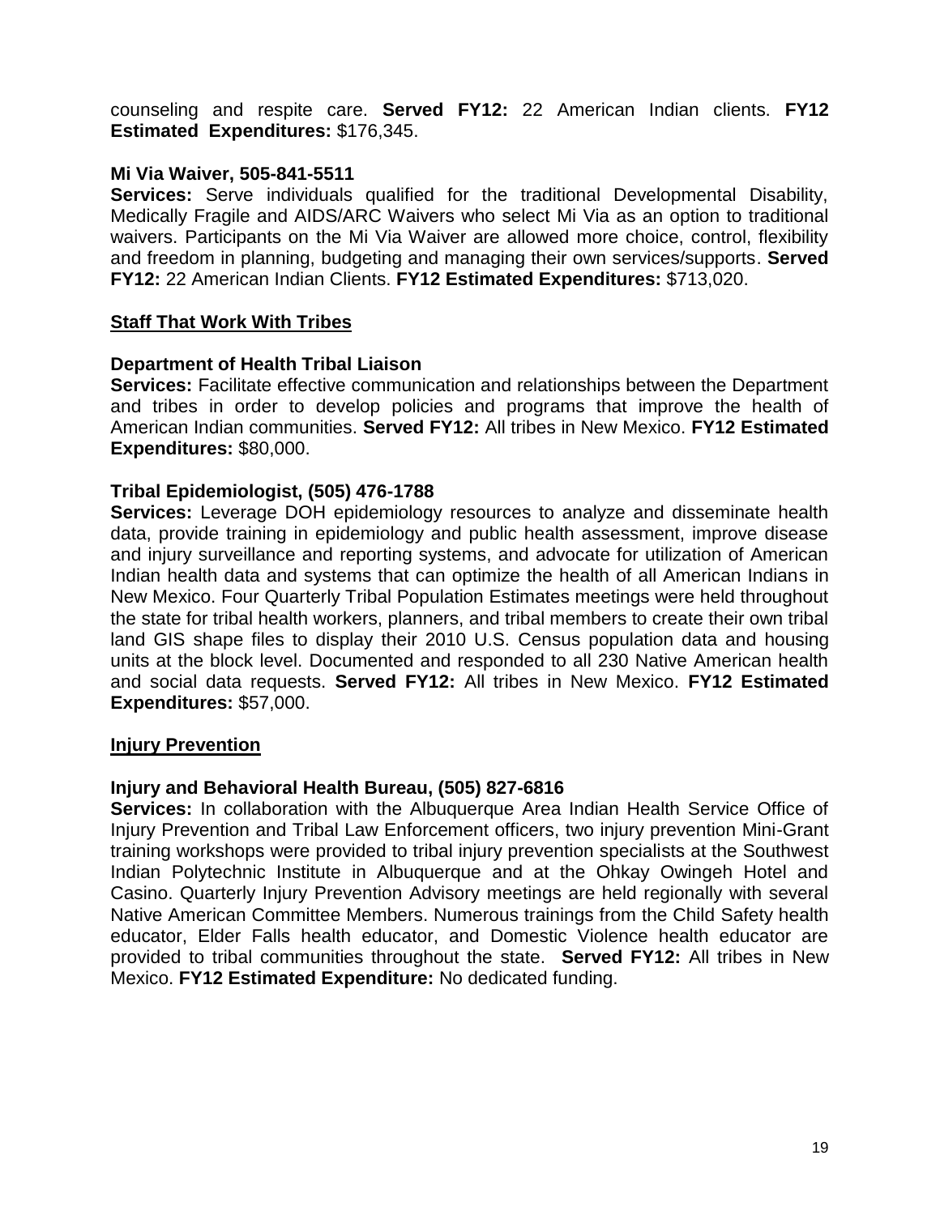counseling and respite care. **Served FY12:** 22 American Indian clients. **FY12 Estimated Expenditures:** $176,345.

**Mi Via Waiver, 505-841-5511**
**Services:** Serve individuals qualified for the traditional Developmental Disability, Medically Fragile and AIDS/ARC Waivers who select Mi Via as an option to traditional waivers. Participants on the Mi Via Waiver are allowed more choice, control, flexibility and freedom in planning, budgeting and managing their own services/supports. **Served FY12:** 22 American Indian Clients. **FY12 Estimated Expenditures:** $713,020.

## Staff That Work With Tribes

**Department of Health Tribal Liaison**
**Services:** Facilitate effective communication and relationships between the Department and tribes in order to develop policies and programs that improve the health of American Indian communities. **Served FY12:** All tribes in New Mexico. **FY12 Estimated Expenditures:** $80,000.

**Tribal Epidemiologist, (505) 476-1788**
**Services:** Leverage DOH epidemiology resources to analyze and disseminate health data, provide training in epidemiology and public health assessment, improve disease and injury surveillance and reporting systems, and advocate for utilization of American Indian health data and systems that can optimize the health of all American Indians in New Mexico. Four Quarterly Tribal Population Estimates meetings were held throughout the state for tribal health workers, planners, and tribal members to create their own tribal land GIS shape files to display their 2010 U.S. Census population data and housing units at the block level. Documented and responded to all 230 Native American health and social data requests. **Served FY12:** All tribes in New Mexico. **FY12 Estimated Expenditures:** $57,000.

## Injury Prevention

**Injury and Behavioral Health Bureau, (505) 827-6816**
**Services:** In collaboration with the Albuquerque Area Indian Health Service Office of Injury Prevention and Tribal Law Enforcement officers, two injury prevention Mini-Grant training workshops were provided to tribal injury prevention specialists at the Southwest Indian Polytechnic Institute in Albuquerque and at the Ohkay Owingeh Hotel and Casino. Quarterly Injury Prevention Advisory meetings are held regionally with several Native American Committee Members. Numerous trainings from the Child Safety health educator, Elder Falls health educator, and Domestic Violence health educator are provided to tribal communities throughout the state. **Served FY12:** All tribes in New Mexico. **FY12 Estimated Expenditure:** No dedicated funding.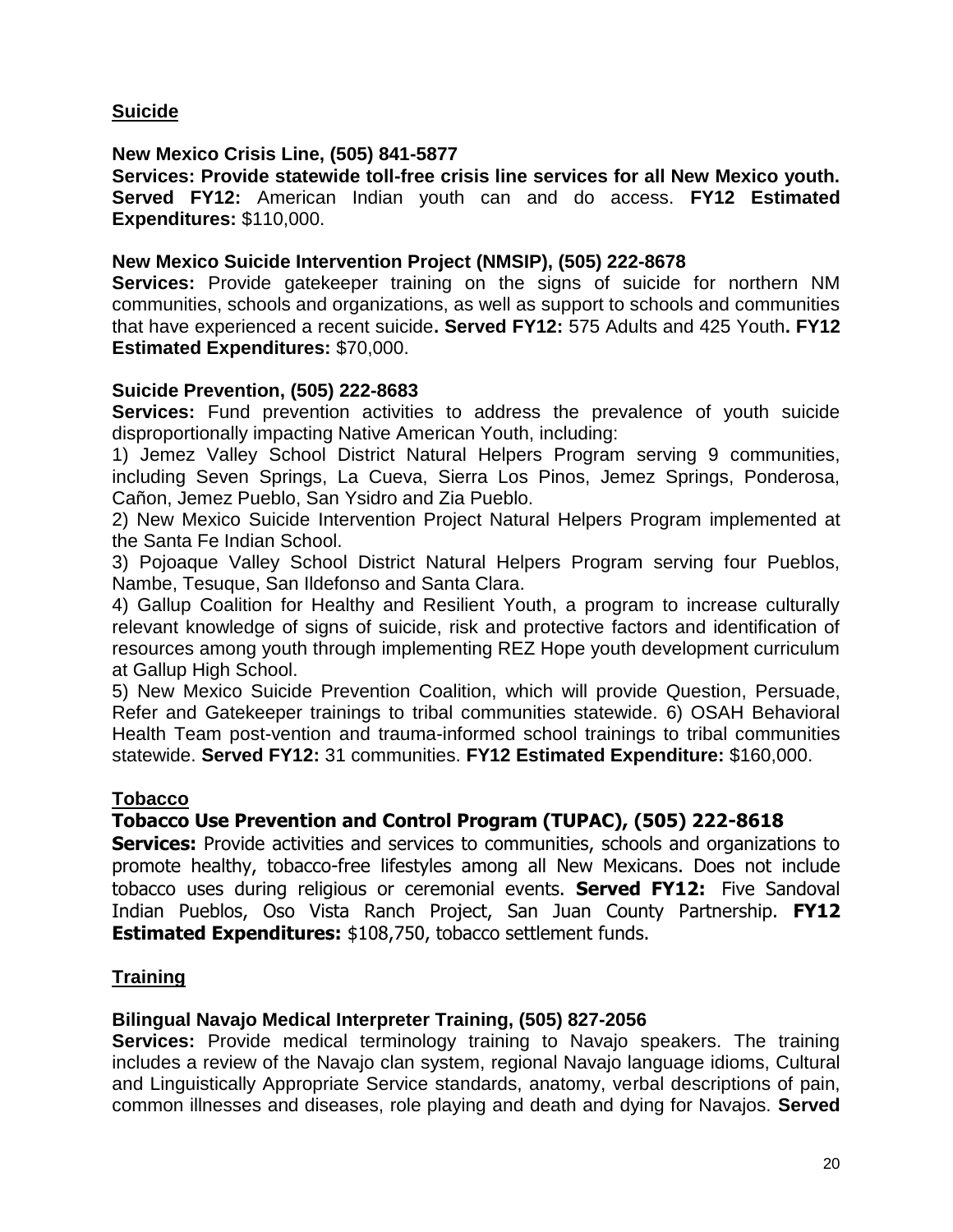## Suicide

**New Mexico Crisis Line, (505) 841-5877**
**Services: Provide statewide toll-free crisis line services for all New Mexico youth. Served FY12:** American Indian youth can and do access. **FY12 Estimated Expenditures:** $110,000.

**New Mexico Suicide Intervention Project (NMSIP), (505) 222-8678**
**Services:** Provide gatekeeper training on the signs of suicide for northern NM communities, schools and organizations, as well as support to schools and communities that have experienced a recent suicide**. Served FY12:** 575 Adults and 425 Youth**. FY12 Estimated Expenditures:** $70,000.

**Suicide Prevention, (505) 222-8683**
**Services:** Fund prevention activities to address the prevalence of youth suicide disproportionally impacting Native American Youth, including:
1) Jemez Valley School District Natural Helpers Program serving 9 communities, including Seven Springs, La Cueva, Sierra Los Pinos, Jemez Springs, Ponderosa, Cañon, Jemez Pueblo, San Ysidro and Zia Pueblo.
2) New Mexico Suicide Intervention Project Natural Helpers Program implemented at the Santa Fe Indian School.
3) Pojoaque Valley School District Natural Helpers Program serving four Pueblos, Nambe, Tesuque, San Ildefonso and Santa Clara.
4) Gallup Coalition for Healthy and Resilient Youth, a program to increase culturally relevant knowledge of signs of suicide, risk and protective factors and identification of resources among youth through implementing REZ Hope youth development curriculum at Gallup High School.
5) New Mexico Suicide Prevention Coalition, which will provide Question, Persuade, Refer and Gatekeeper trainings to tribal communities statewide. 6) OSAH Behavioral Health Team post-vention and trauma-informed school trainings to tribal communities statewide. **Served FY12:** 31 communities. **FY12 Estimated Expenditure:** $160,000.

## Tobacco

**Tobacco Use Prevention and Control Program (TUPAC), (505) 222-8618**
**Services:** Provide activities and services to communities, schools and organizations to promote healthy, tobacco-free lifestyles among all New Mexicans. Does not include tobacco uses during religious or ceremonial events. **Served FY12:** Five Sandoval Indian Pueblos, Oso Vista Ranch Project, San Juan County Partnership. **FY12 Estimated Expenditures:** $108,750, tobacco settlement funds.

## Training

**Bilingual Navajo Medical Interpreter Training, (505) 827-2056**
**Services:** Provide medical terminology training to Navajo speakers. The training includes a review of the Navajo clan system, regional Navajo language idioms, Cultural and Linguistically Appropriate Service standards, anatomy, verbal descriptions of pain, common illnesses and diseases, role playing and death and dying for Navajos. **Served**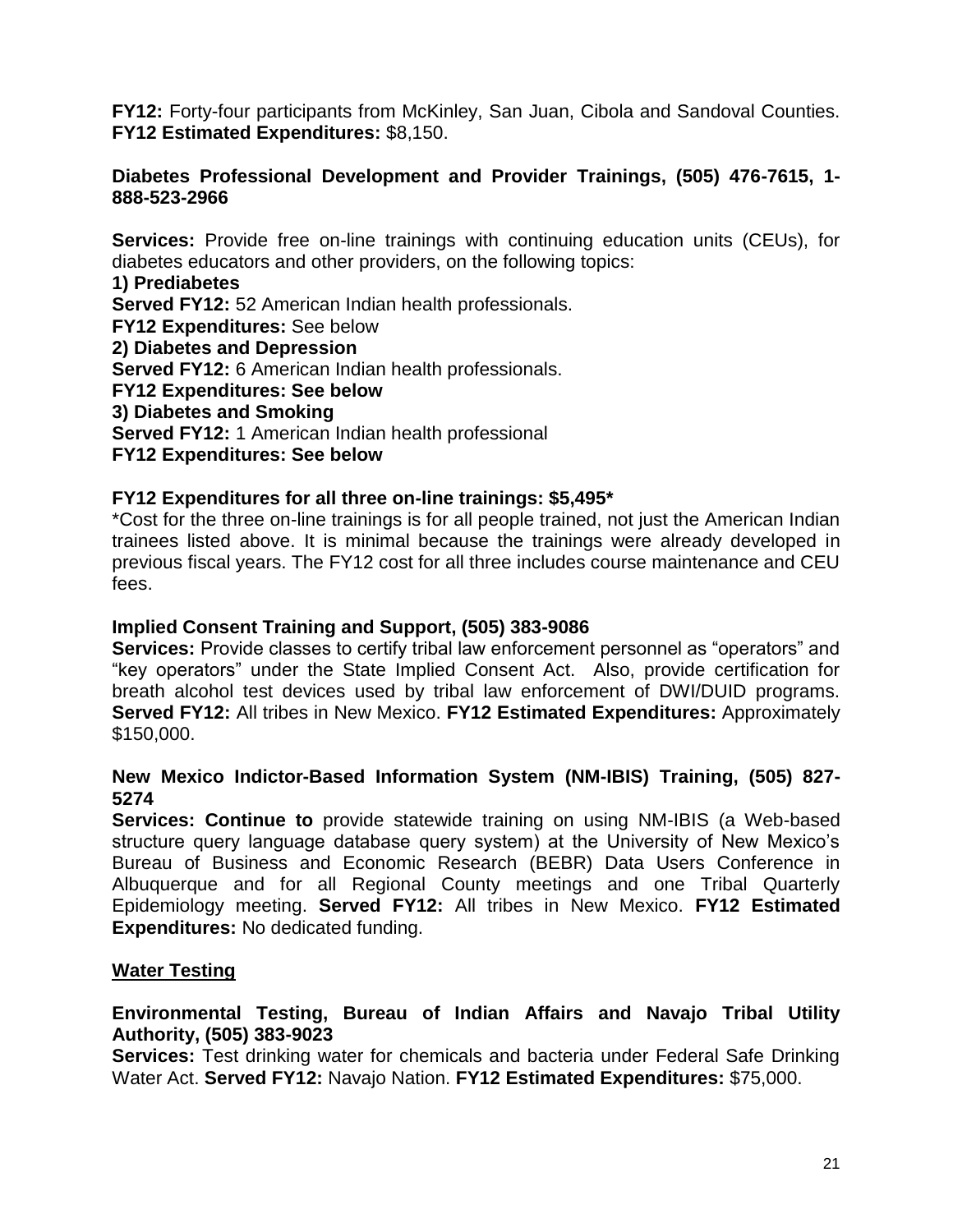**FY12:** Forty-four participants from McKinley, San Juan, Cibola and Sandoval Counties. **FY12 Estimated Expenditures:** $8,150.

**Diabetes Professional Development and Provider Trainings, (505) 476-7615, 1-888-523-2966**

**Services:** Provide free on-line trainings with continuing education units (CEUs), for diabetes educators and other providers, on the following topics:

**1) Prediabetes**
**Served FY12:** 52 American Indian health professionals.
**FY12 Expenditures:** See below
**2) Diabetes and Depression**
**Served FY12:** 6 American Indian health professionals.
**FY12 Expenditures: See below**
**3) Diabetes and Smoking**
**Served FY12:** 1 American Indian health professional
**FY12 Expenditures: See below**

**FY12 Expenditures for all three on-line trainings: $5,495***

*Cost for the three on-line trainings is for all people trained, not just the American Indian trainees listed above. It is minimal because the trainings were already developed in previous fiscal years. The FY12 cost for all three includes course maintenance and CEU fees.

**Implied Consent Training and Support, (505) 383-9086**
**Services:** Provide classes to certify tribal law enforcement personnel as "operators" and "key operators" under the State Implied Consent Act. Also, provide certification for breath alcohol test devices used by tribal law enforcement of DWI/DUID programs. **Served FY12:** All tribes in New Mexico. **FY12 Estimated Expenditures:** Approximately $150,000.

**New Mexico Indictor-Based Information System (NM-IBIS) Training, (505) 827-5274**
**Services: Continue to** provide statewide training on using NM-IBIS (a Web-based structure query language database query system) at the University of New Mexico's Bureau of Business and Economic Research (BEBR) Data Users Conference in Albuquerque and for all Regional County meetings and one Tribal Quarterly Epidemiology meeting. **Served FY12:** All tribes in New Mexico. **FY12 Estimated Expenditures:** No dedicated funding.

**<u>Water Testing</u>**

**Environmental Testing, Bureau of Indian Affairs and Navajo Tribal Utility Authority, (505) 383-9023**
**Services:** Test drinking water for chemicals and bacteria under Federal Safe Drinking Water Act. **Served FY12:** Navajo Nation. **FY12 Estimated Expenditures:** $75,000.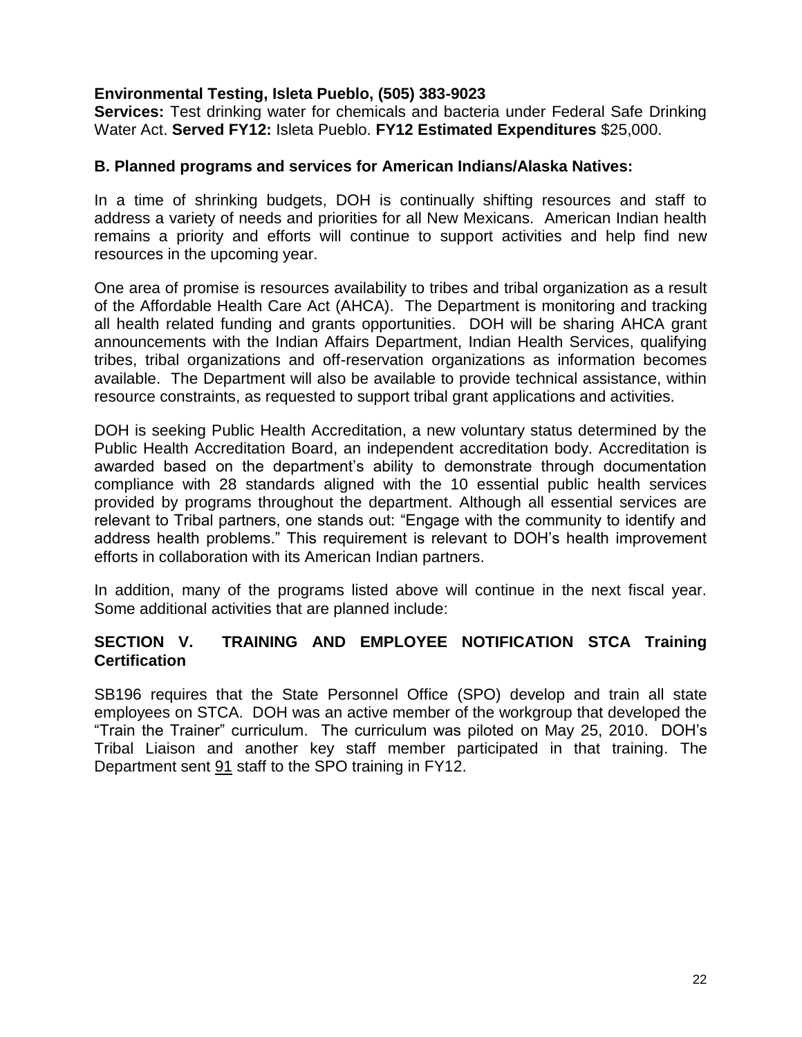**Environmental Testing, Isleta Pueblo, (505) 383-9023**
**Services:** Test drinking water for chemicals and bacteria under Federal Safe Drinking Water Act. **Served FY12:** Isleta Pueblo. **FY12 Estimated Expenditures** $25,000.

### B. Planned programs and services for American Indians/Alaska Natives:

In a time of shrinking budgets, DOH is continually shifting resources and staff to address a variety of needs and priorities for all New Mexicans. American Indian health remains a priority and efforts will continue to support activities and help find new resources in the upcoming year.

One area of promise is resources availability to tribes and tribal organization as a result of the Affordable Health Care Act (AHCA). The Department is monitoring and tracking all health related funding and grants opportunities. DOH will be sharing AHCA grant announcements with the Indian Affairs Department, Indian Health Services, qualifying tribes, tribal organizations and off-reservation organizations as information becomes available. The Department will also be available to provide technical assistance, within resource constraints, as requested to support tribal grant applications and activities.

DOH is seeking Public Health Accreditation, a new voluntary status determined by the Public Health Accreditation Board, an independent accreditation body. Accreditation is awarded based on the department's ability to demonstrate through documentation compliance with 28 standards aligned with the 10 essential public health services provided by programs throughout the department. Although all essential services are relevant to Tribal partners, one stands out: "Engage with the community to identify and address health problems." This requirement is relevant to DOH's health improvement efforts in collaboration with its American Indian partners.

In addition, many of the programs listed above will continue in the next fiscal year. Some additional activities that are planned include:

## SECTION V. TRAINING AND EMPLOYEE NOTIFICATION STCA Training Certification

SB196 requires that the State Personnel Office (SPO) develop and train all state employees on STCA. DOH was an active member of the workgroup that developed the "Train the Trainer" curriculum. The curriculum was piloted on May 25, 2010. DOH's Tribal Liaison and another key staff member participated in that training. The Department sent 91 staff to the SPO training in FY12.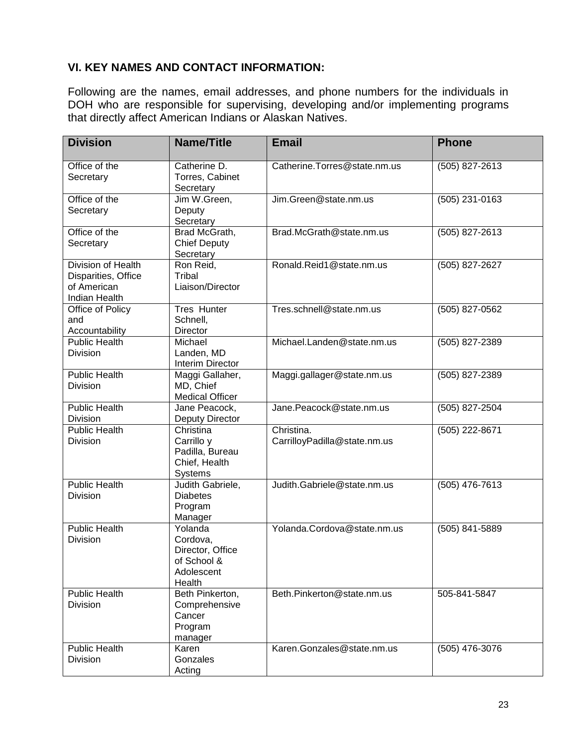## VI. KEY NAMES AND CONTACT INFORMATION:

Following are the names, email addresses, and phone numbers for the individuals in DOH who are responsible for supervising, developing and/or implementing programs that directly affect American Indians or Alaskan Natives.

| Division | Name/Title | Email | Phone |
|---|---|---|---|
| Office of the Secretary | Catherine D. Torres, Cabinet Secretary | Catherine.Torres@state.nm.us | (505) 827-2613 |
| Office of the Secretary | Jim W.Green, Deputy Secretary | Jim.Green@state.nm.us | (505) 231-0163 |
| Office of the Secretary | Brad McGrath, Chief Deputy Secretary | Brad.McGrath@state.nm.us | (505) 827-2613 |
| Division of Health Disparities, Office of American Indian Health | Ron Reid, Tribal Liaison/Director | Ronald.Reid1@state.nm.us | (505) 827-2627 |
| Office of Policy and Accountability | Tres Hunter Schnell, Director | Tres.schnell@state.nm.us | (505) 827-0562 |
| Public Health Division | Michael Landen, MD Interim Director | Michael.Landen@state.nm.us | (505) 827-2389 |
| Public Health Division | Maggi Gallaher, MD, Chief Medical Officer | Maggi.gallager@state.nm.us | (505) 827-2389 |
| Public Health Division | Jane Peacock, Deputy Director | Jane.Peacock@state.nm.us | (505) 827-2504 |
| Public Health Division | Christina Carrillo y Padilla, Bureau Chief, Health Systems | Christina.CarrilloyPadilla@state.nm.us | (505) 222-8671 |
| Public Health Division | Judith Gabriele, Diabetes Program Manager | Judith.Gabriele@state.nm.us | (505) 476-7613 |
| Public Health Division | Yolanda Cordova, Director, Office of School & Adolescent Health | Yolanda.Cordova@state.nm.us | (505) 841-5889 |
| Public Health Division | Beth Pinkerton, Comprehensive Cancer Program manager | Beth.Pinkerton@state.nm.us | 505-841-5847 |
| Public Health Division | Karen Gonzales Acting | Karen.Gonzales@state.nm.us | (505) 476-3076 |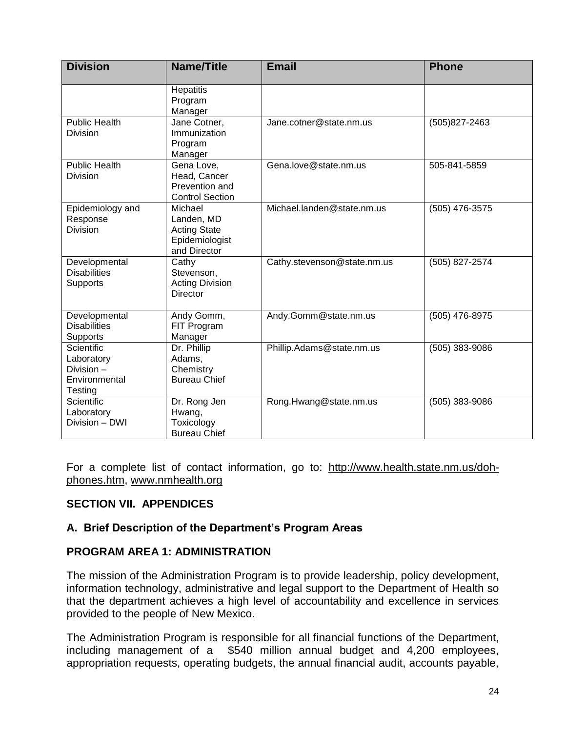| Division | Name/Title | Email | Phone |
|---|---|---|---|
| | Hepatitis Program Manager | | |
| Public Health Division | Jane Cotner, Immunization Program Manager | Jane.cotner@state.nm.us | (505)827-2463 |
| Public Health Division | Gena Love, Head, Cancer Prevention and Control Section | Gena.love@state.nm.us | 505-841-5859 |
| Epidemiology and Response Division | Michael Landen, MD Acting State Epidemiologist and Director | Michael.landen@state.nm.us | (505) 476-3575 |
| Developmental Disabilities Supports | Cathy Stevenson, Acting Division Director | Cathy.stevenson@state.nm.us | (505) 827-2574 |
| Developmental Disabilities Supports | Andy Gomm, FIT Program Manager | Andy.Gomm@state.nm.us | (505) 476-8975 |
| Scientific Laboratory Division – Environmental Testing | Dr. Phillip Adams, Chemistry Bureau Chief | Phillip.Adams@state.nm.us | (505) 383-9086 |
| Scientific Laboratory Division – DWI | Dr. Rong Jen Hwang, Toxicology Bureau Chief | Rong.Hwang@state.nm.us | (505) 383-9086 |

For a complete list of contact information, go to: http://www.health.state.nm.us/doh-phones.htm, www.nmhealth.org

## SECTION VII. APPENDICES

### A. Brief Description of the Department's Program Areas

### PROGRAM AREA 1: ADMINISTRATION

The mission of the Administration Program is to provide leadership, policy development, information technology, administrative and legal support to the Department of Health so that the department achieves a high level of accountability and excellence in services provided to the people of New Mexico.

The Administration Program is responsible for all financial functions of the Department, including management of a $540 million annual budget and 4,200 employees, appropriation requests, operating budgets, the annual financial audit, accounts payable,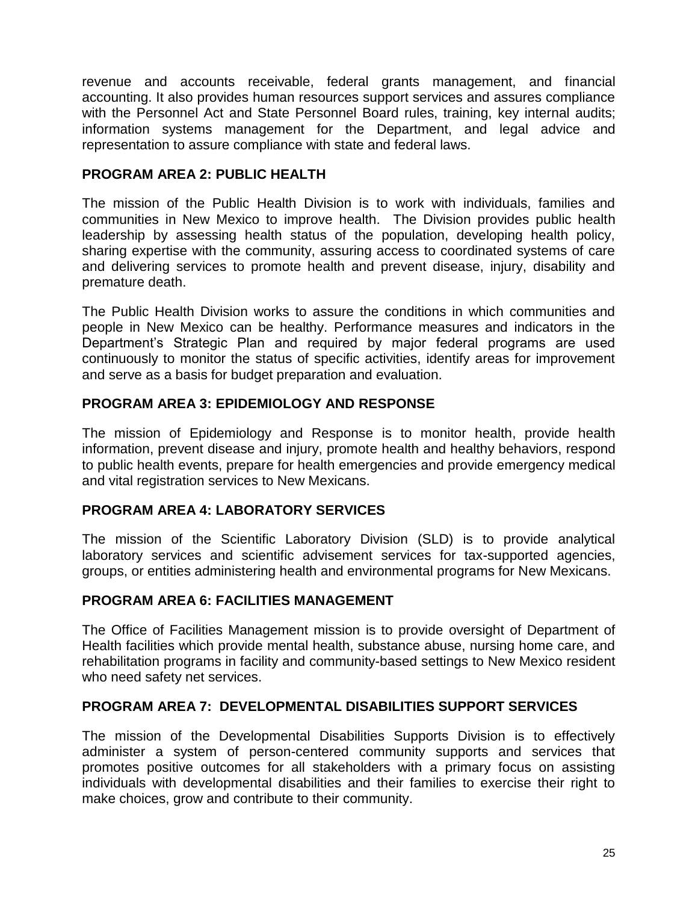revenue and accounts receivable, federal grants management, and financial accounting. It also provides human resources support services and assures compliance with the Personnel Act and State Personnel Board rules, training, key internal audits; information systems management for the Department, and legal advice and representation to assure compliance with state and federal laws.

### PROGRAM AREA 2: PUBLIC HEALTH

The mission of the Public Health Division is to work with individuals, families and communities in New Mexico to improve health. The Division provides public health leadership by assessing health status of the population, developing health policy, sharing expertise with the community, assuring access to coordinated systems of care and delivering services to promote health and prevent disease, injury, disability and premature death.

The Public Health Division works to assure the conditions in which communities and people in New Mexico can be healthy. Performance measures and indicators in the Department's Strategic Plan and required by major federal programs are used continuously to monitor the status of specific activities, identify areas for improvement and serve as a basis for budget preparation and evaluation.

### PROGRAM AREA 3: EPIDEMIOLOGY AND RESPONSE

The mission of Epidemiology and Response is to monitor health, provide health information, prevent disease and injury, promote health and healthy behaviors, respond to public health events, prepare for health emergencies and provide emergency medical and vital registration services to New Mexicans.

### PROGRAM AREA 4: LABORATORY SERVICES

The mission of the Scientific Laboratory Division (SLD) is to provide analytical laboratory services and scientific advisement services for tax-supported agencies, groups, or entities administering health and environmental programs for New Mexicans.

### PROGRAM AREA 6: FACILITIES MANAGEMENT

The Office of Facilities Management mission is to provide oversight of Department of Health facilities which provide mental health, substance abuse, nursing home care, and rehabilitation programs in facility and community-based settings to New Mexico resident who need safety net services.

### PROGRAM AREA 7: DEVELOPMENTAL DISABILITIES SUPPORT SERVICES

The mission of the Developmental Disabilities Supports Division is to effectively administer a system of person-centered community supports and services that promotes positive outcomes for all stakeholders with a primary focus on assisting individuals with developmental disabilities and their families to exercise their right to make choices, grow and contribute to their community.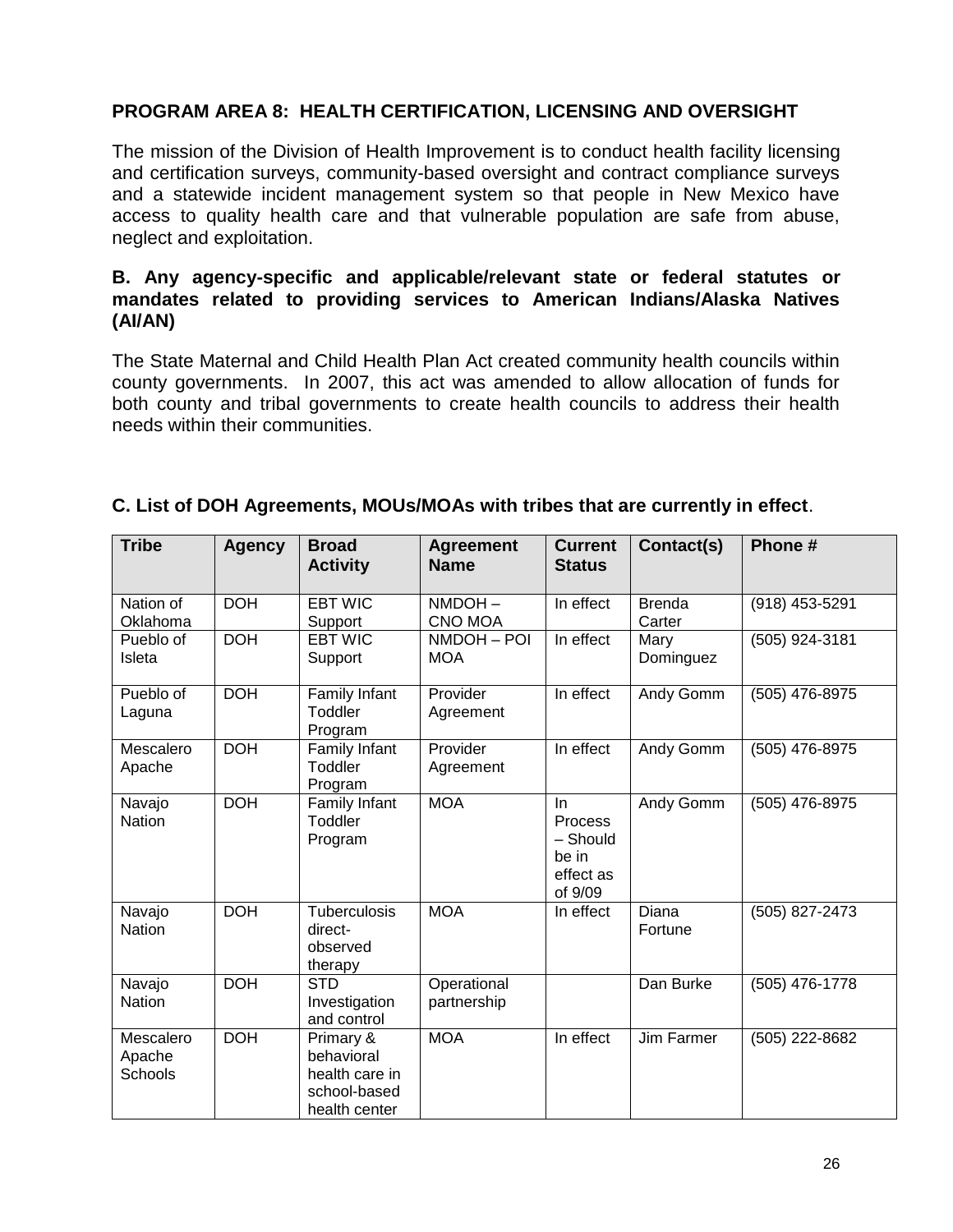**PROGRAM AREA 8: HEALTH CERTIFICATION, LICENSING AND OVERSIGHT**

The mission of the Division of Health Improvement is to conduct health facility licensing and certification surveys, community-based oversight and contract compliance surveys and a statewide incident management system so that people in New Mexico have access to quality health care and that vulnerable population are safe from abuse, neglect and exploitation.

**B. Any agency-specific and applicable/relevant state or federal statutes or mandates related to providing services to American Indians/Alaska Natives (AI/AN)**

The State Maternal and Child Health Plan Act created community health councils within county governments. In 2007, this act was amended to allow allocation of funds for both county and tribal governments to create health councils to address their health needs within their communities.

**C. List of DOH Agreements, MOUs/MOAs with tribes that are currently in effect**.

| Tribe | Agency | Broad Activity | Agreement Name | Current Status | Contact(s) | Phone # |
|---|---|---|---|---|---|---|
| Nation of Oklahoma | DOH | EBT WIC Support | NMDOH – CNO MOA | In effect | Brenda Carter | (918) 453-5291 |
| Pueblo of Isleta | DOH | EBT WIC Support | NMDOH – POI MOA | In effect | Mary Dominguez | (505) 924-3181 |
| Pueblo of Laguna | DOH | Family Infant Toddler Program | Provider Agreement | In effect | Andy Gomm | (505) 476-8975 |
| Mescalero Apache | DOH | Family Infant Toddler Program | Provider Agreement | In effect | Andy Gomm | (505) 476-8975 |
| Navajo Nation | DOH | Family Infant Toddler Program | MOA | In Process – Should be in effect as of 9/09 | Andy Gomm | (505) 476-8975 |
| Navajo Nation | DOH | Tuberculosis direct-observed therapy | MOA | In effect | Diana Fortune | (505) 827-2473 |
| Navajo Nation | DOH | STD Investigation and control | Operational partnership | | Dan Burke | (505) 476-1778 |
| Mescalero Apache Schools | DOH | Primary & behavioral health care in school-based health center | MOA | In effect | Jim Farmer | (505) 222-8682 |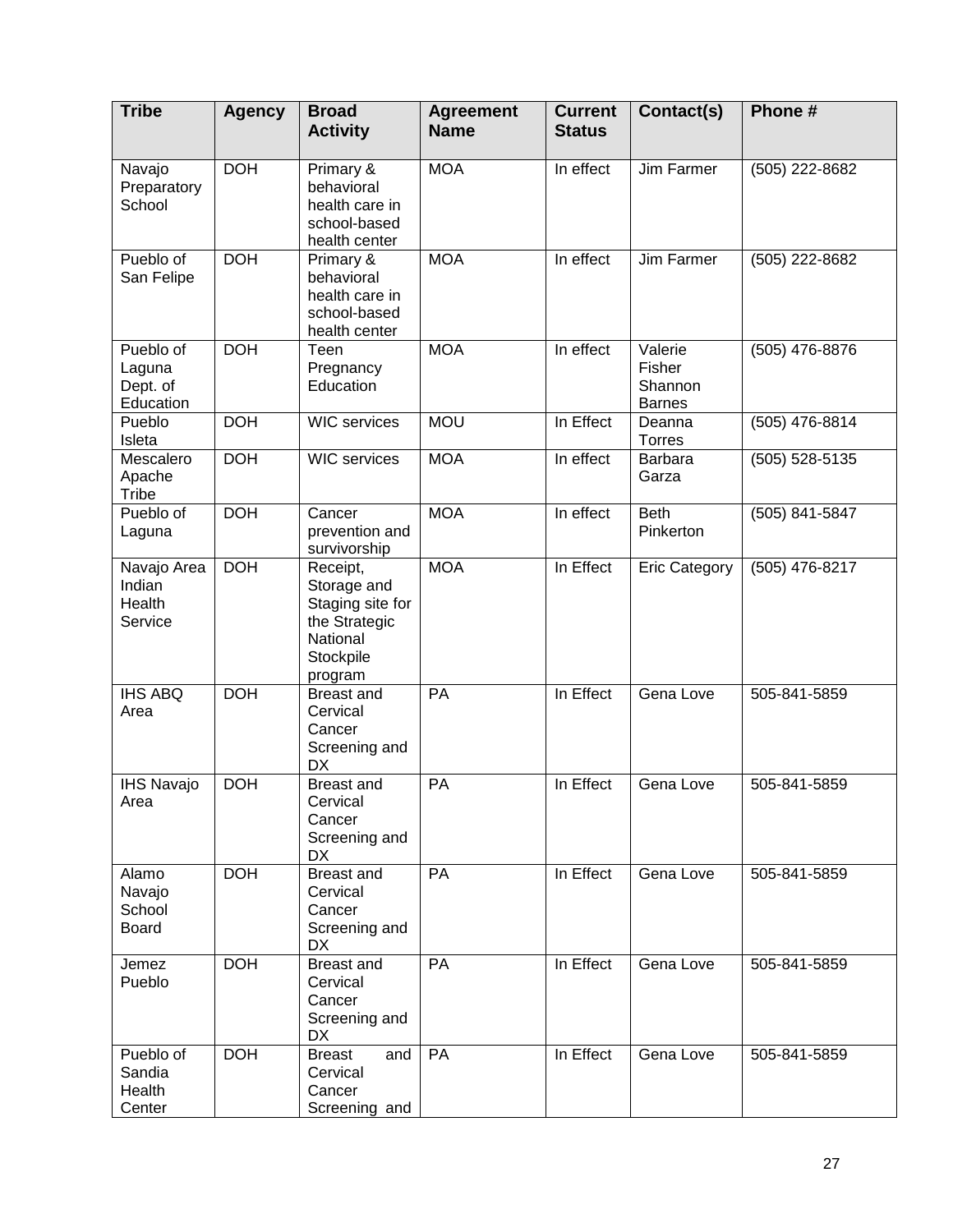| Tribe | Agency | Broad Activity | Agreement Name | Current Status | Contact(s) | Phone # |
|---|---|---|---|---|---|---|
| Navajo Preparatory School | DOH | Primary & behavioral health care in school-based health center | MOA | In effect | Jim Farmer | (505) 222-8682 |
| Pueblo of San Felipe | DOH | Primary & behavioral health care in school-based health center | MOA | In effect | Jim Farmer | (505) 222-8682 |
| Pueblo of Laguna Dept. of Education | DOH | Teen Pregnancy Education | MOA | In effect | Valerie Fisher Shannon Barnes | (505) 476-8876 |
| Pueblo Isleta | DOH | WIC services | MOU | In Effect | Deanna Torres | (505) 476-8814 |
| Mescalero Apache Tribe | DOH | WIC services | MOA | In effect | Barbara Garza | (505) 528-5135 |
| Pueblo of Laguna | DOH | Cancer prevention and survivorship | MOA | In effect | Beth Pinkerton | (505) 841-5847 |
| Navajo Area Indian Health Service | DOH | Receipt, Storage and Staging site for the Strategic National Stockpile program | MOA | In Effect | Eric Category | (505) 476-8217 |
| IHS ABQ Area | DOH | Breast and Cervical Cancer Screening and DX | PA | In Effect | Gena Love | 505-841-5859 |
| IHS Navajo Area | DOH | Breast and Cervical Cancer Screening and DX | PA | In Effect | Gena Love | 505-841-5859 |
| Alamo Navajo School Board | DOH | Breast and Cervical Cancer Screening and DX | PA | In Effect | Gena Love | 505-841-5859 |
| Jemez Pueblo | DOH | Breast and Cervical Cancer Screening and DX | PA | In Effect | Gena Love | 505-841-5859 |
| Pueblo of Sandia Health Center | DOH | Breast and Cervical Cancer Screening and | PA | In Effect | Gena Love | 505-841-5859 |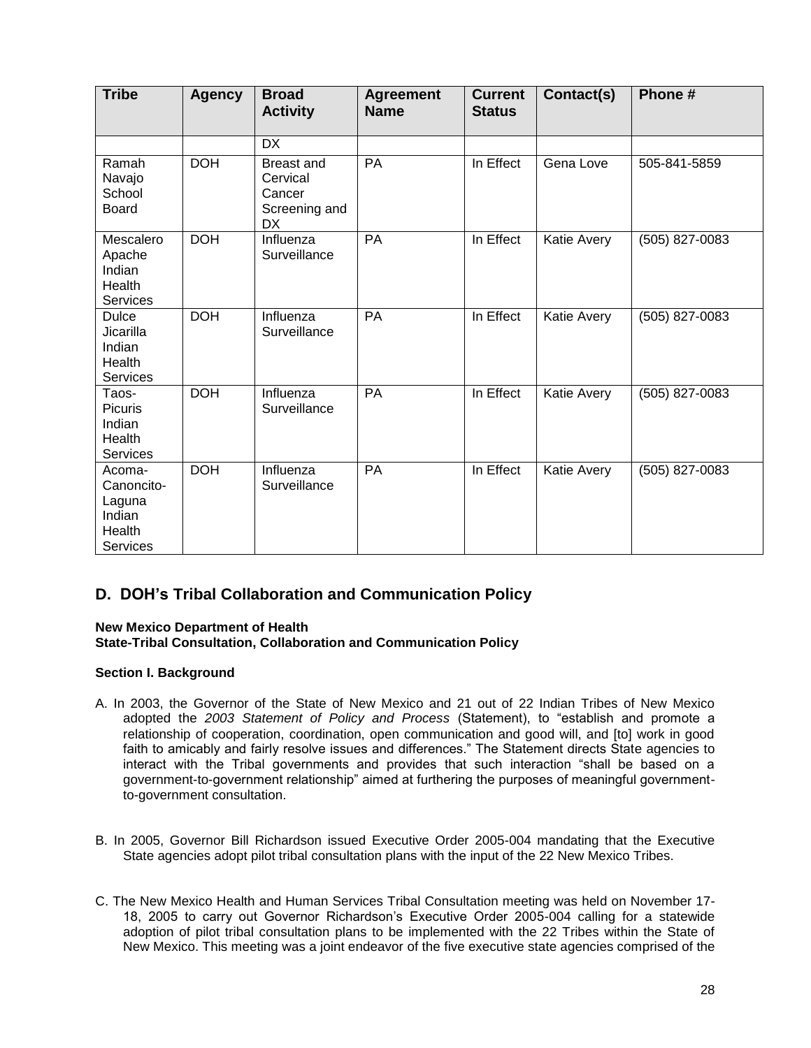| Tribe | Agency | Broad Activity | Agreement Name | Current Status | Contact(s) | Phone # |
|---|---|---|---|---|---|---|
| | | DX | | | | |
| Ramah Navajo School Board | DOH | Breast and Cervical Cancer Screening and DX | PA | In Effect | Gena Love | 505-841-5859 |
| Mescalero Apache Indian Health Services | DOH | Influenza Surveillance | PA | In Effect | Katie Avery | (505) 827-0083 |
| Dulce Jicarilla Indian Health Services | DOH | Influenza Surveillance | PA | In Effect | Katie Avery | (505) 827-0083 |
| Taos-Picuris Indian Health Services | DOH | Influenza Surveillance | PA | In Effect | Katie Avery | (505) 827-0083 |
| Acoma-Canoncito-Laguna Indian Health Services | DOH | Influenza Surveillance | PA | In Effect | Katie Avery | (505) 827-0083 |

## D. DOH's Tribal Collaboration and Communication Policy

**New Mexico Department of Health**
**State-Tribal Consultation, Collaboration and Communication Policy**

**Section I. Background**

A. In 2003, the Governor of the State of New Mexico and 21 out of 22 Indian Tribes of New Mexico adopted the *2003 Statement of Policy and Process* (Statement), to "establish and promote a relationship of cooperation, coordination, open communication and good will, and [to] work in good faith to amicably and fairly resolve issues and differences." The Statement directs State agencies to interact with the Tribal governments and provides that such interaction "shall be based on a government-to-government relationship" aimed at furthering the purposes of meaningful government-to-government consultation.

B. In 2005, Governor Bill Richardson issued Executive Order 2005-004 mandating that the Executive State agencies adopt pilot tribal consultation plans with the input of the 22 New Mexico Tribes.

C. The New Mexico Health and Human Services Tribal Consultation meeting was held on November 17-18, 2005 to carry out Governor Richardson's Executive Order 2005-004 calling for a statewide adoption of pilot tribal consultation plans to be implemented with the 22 Tribes within the State of New Mexico. This meeting was a joint endeavor of the five executive state agencies comprised of the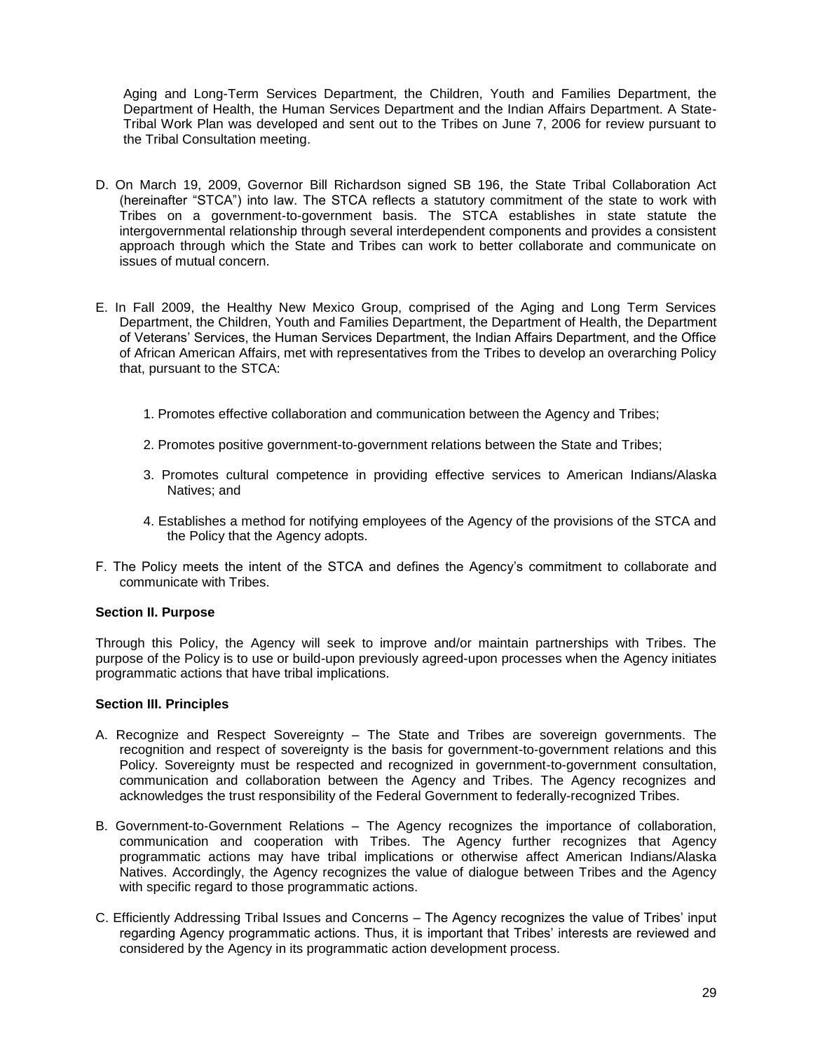Aging and Long-Term Services Department, the Children, Youth and Families Department, the Department of Health, the Human Services Department and the Indian Affairs Department. A State-Tribal Work Plan was developed and sent out to the Tribes on June 7, 2006 for review pursuant to the Tribal Consultation meeting.

D. On March 19, 2009, Governor Bill Richardson signed SB 196, the State Tribal Collaboration Act (hereinafter "STCA") into law. The STCA reflects a statutory commitment of the state to work with Tribes on a government-to-government basis. The STCA establishes in state statute the intergovernmental relationship through several interdependent components and provides a consistent approach through which the State and Tribes can work to better collaborate and communicate on issues of mutual concern.

E. In Fall 2009, the Healthy New Mexico Group, comprised of the Aging and Long Term Services Department, the Children, Youth and Families Department, the Department of Health, the Department of Veterans' Services, the Human Services Department, the Indian Affairs Department, and the Office of African American Affairs, met with representatives from the Tribes to develop an overarching Policy that, pursuant to the STCA:

   1. Promotes effective collaboration and communication between the Agency and Tribes;

   2. Promotes positive government-to-government relations between the State and Tribes;

   3. Promotes cultural competence in providing effective services to American Indians/Alaska Natives; and

   4. Establishes a method for notifying employees of the Agency of the provisions of the STCA and the Policy that the Agency adopts.

F. The Policy meets the intent of the STCA and defines the Agency's commitment to collaborate and communicate with Tribes.

**Section II. Purpose**

Through this Policy, the Agency will seek to improve and/or maintain partnerships with Tribes. The purpose of the Policy is to use or build-upon previously agreed-upon processes when the Agency initiates programmatic actions that have tribal implications.

**Section III. Principles**

A. Recognize and Respect Sovereignty – The State and Tribes are sovereign governments. The recognition and respect of sovereignty is the basis for government-to-government relations and this Policy. Sovereignty must be respected and recognized in government-to-government consultation, communication and collaboration between the Agency and Tribes. The Agency recognizes and acknowledges the trust responsibility of the Federal Government to federally-recognized Tribes.

B. Government-to-Government Relations – The Agency recognizes the importance of collaboration, communication and cooperation with Tribes. The Agency further recognizes that Agency programmatic actions may have tribal implications or otherwise affect American Indians/Alaska Natives. Accordingly, the Agency recognizes the value of dialogue between Tribes and the Agency with specific regard to those programmatic actions.

C. Efficiently Addressing Tribal Issues and Concerns – The Agency recognizes the value of Tribes' input regarding Agency programmatic actions. Thus, it is important that Tribes' interests are reviewed and considered by the Agency in its programmatic action development process.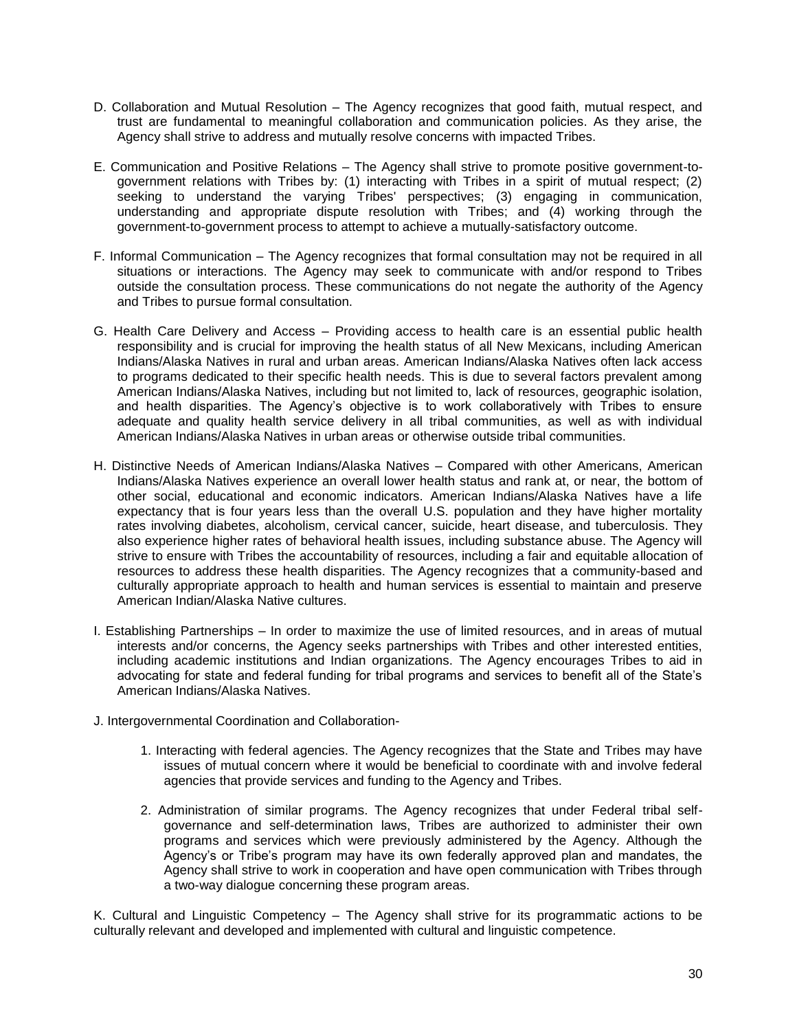D. Collaboration and Mutual Resolution – The Agency recognizes that good faith, mutual respect, and trust are fundamental to meaningful collaboration and communication policies. As they arise, the Agency shall strive to address and mutually resolve concerns with impacted Tribes.

E. Communication and Positive Relations – The Agency shall strive to promote positive government-to-government relations with Tribes by: (1) interacting with Tribes in a spirit of mutual respect; (2) seeking to understand the varying Tribes' perspectives; (3) engaging in communication, understanding and appropriate dispute resolution with Tribes; and (4) working through the government-to-government process to attempt to achieve a mutually-satisfactory outcome.

F. Informal Communication – The Agency recognizes that formal consultation may not be required in all situations or interactions. The Agency may seek to communicate with and/or respond to Tribes outside the consultation process. These communications do not negate the authority of the Agency and Tribes to pursue formal consultation.

G. Health Care Delivery and Access – Providing access to health care is an essential public health responsibility and is crucial for improving the health status of all New Mexicans, including American Indians/Alaska Natives in rural and urban areas. American Indians/Alaska Natives often lack access to programs dedicated to their specific health needs. This is due to several factors prevalent among American Indians/Alaska Natives, including but not limited to, lack of resources, geographic isolation, and health disparities. The Agency's objective is to work collaboratively with Tribes to ensure adequate and quality health service delivery in all tribal communities, as well as with individual American Indians/Alaska Natives in urban areas or otherwise outside tribal communities.

H. Distinctive Needs of American Indians/Alaska Natives – Compared with other Americans, American Indians/Alaska Natives experience an overall lower health status and rank at, or near, the bottom of other social, educational and economic indicators. American Indians/Alaska Natives have a life expectancy that is four years less than the overall U.S. population and they have higher mortality rates involving diabetes, alcoholism, cervical cancer, suicide, heart disease, and tuberculosis. They also experience higher rates of behavioral health issues, including substance abuse. The Agency will strive to ensure with Tribes the accountability of resources, including a fair and equitable allocation of resources to address these health disparities. The Agency recognizes that a community-based and culturally appropriate approach to health and human services is essential to maintain and preserve American Indian/Alaska Native cultures.

I. Establishing Partnerships – In order to maximize the use of limited resources, and in areas of mutual interests and/or concerns, the Agency seeks partnerships with Tribes and other interested entities, including academic institutions and Indian organizations. The Agency encourages Tribes to aid in advocating for state and federal funding for tribal programs and services to benefit all of the State's American Indians/Alaska Natives.

J. Intergovernmental Coordination and Collaboration-

1. Interacting with federal agencies. The Agency recognizes that the State and Tribes may have issues of mutual concern where it would be beneficial to coordinate with and involve federal agencies that provide services and funding to the Agency and Tribes.

2. Administration of similar programs. The Agency recognizes that under Federal tribal self-governance and self-determination laws, Tribes are authorized to administer their own programs and services which were previously administered by the Agency. Although the Agency's or Tribe's program may have its own federally approved plan and mandates, the Agency shall strive to work in cooperation and have open communication with Tribes through a two-way dialogue concerning these program areas.

K. Cultural and Linguistic Competency – The Agency shall strive for its programmatic actions to be culturally relevant and developed and implemented with cultural and linguistic competence.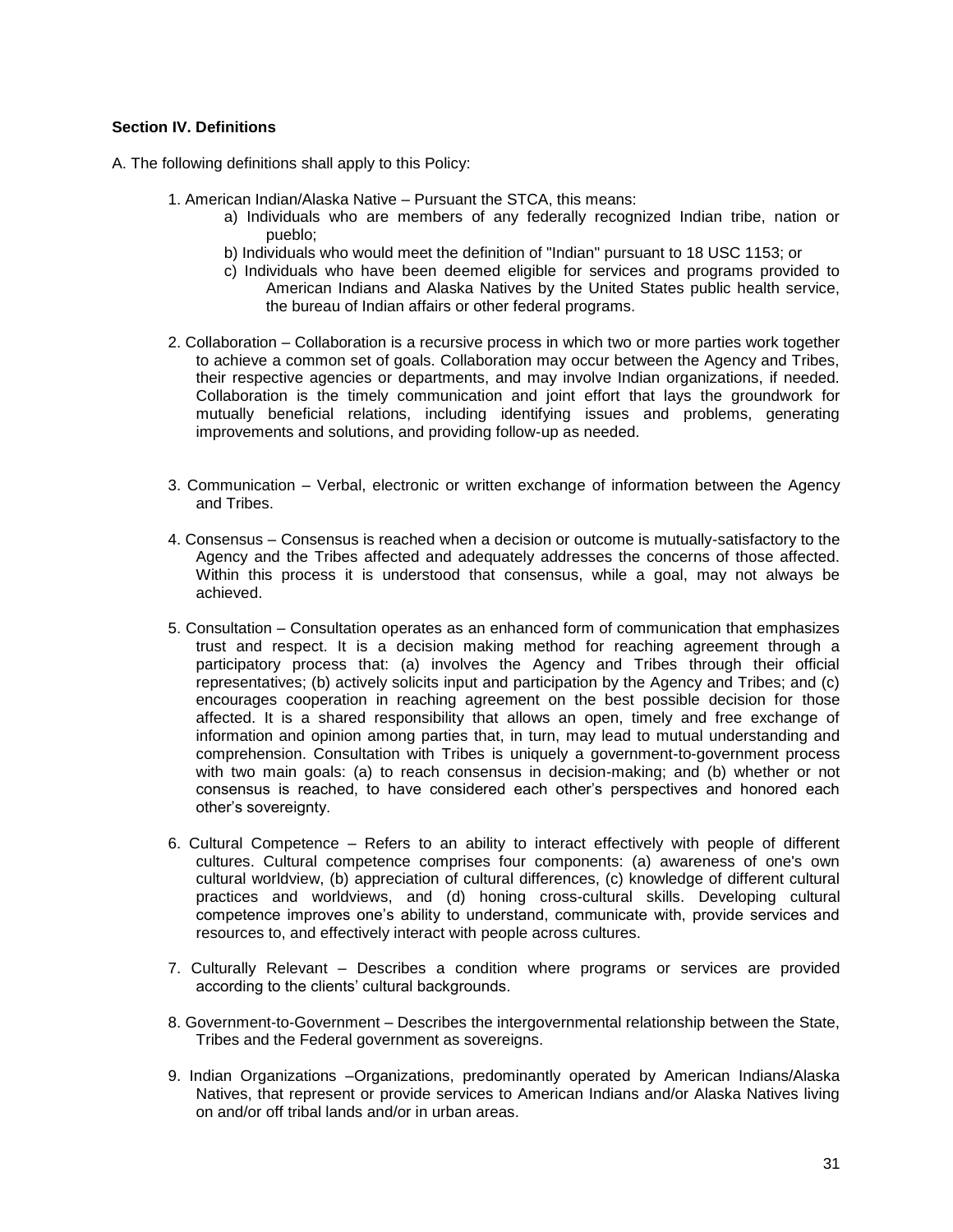**Section IV. Definitions**

A. The following definitions shall apply to this Policy:

1. American Indian/Alaska Native – Pursuant the STCA, this means:
   a) Individuals who are members of any federally recognized Indian tribe, nation or pueblo;
   b) Individuals who would meet the definition of "Indian" pursuant to 18 USC 1153; or
   c) Individuals who have been deemed eligible for services and programs provided to American Indians and Alaska Natives by the United States public health service, the bureau of Indian affairs or other federal programs.

2. Collaboration – Collaboration is a recursive process in which two or more parties work together to achieve a common set of goals. Collaboration may occur between the Agency and Tribes, their respective agencies or departments, and may involve Indian organizations, if needed. Collaboration is the timely communication and joint effort that lays the groundwork for mutually beneficial relations, including identifying issues and problems, generating improvements and solutions, and providing follow-up as needed.

3. Communication – Verbal, electronic or written exchange of information between the Agency and Tribes.

4. Consensus – Consensus is reached when a decision or outcome is mutually-satisfactory to the Agency and the Tribes affected and adequately addresses the concerns of those affected. Within this process it is understood that consensus, while a goal, may not always be achieved.

5. Consultation – Consultation operates as an enhanced form of communication that emphasizes trust and respect. It is a decision making method for reaching agreement through a participatory process that: (a) involves the Agency and Tribes through their official representatives; (b) actively solicits input and participation by the Agency and Tribes; and (c) encourages cooperation in reaching agreement on the best possible decision for those affected. It is a shared responsibility that allows an open, timely and free exchange of information and opinion among parties that, in turn, may lead to mutual understanding and comprehension. Consultation with Tribes is uniquely a government-to-government process with two main goals: (a) to reach consensus in decision-making; and (b) whether or not consensus is reached, to have considered each other's perspectives and honored each other's sovereignty.

6. Cultural Competence – Refers to an ability to interact effectively with people of different cultures. Cultural competence comprises four components: (a) awareness of one's own cultural worldview, (b) appreciation of cultural differences, (c) knowledge of different cultural practices and worldviews, and (d) honing cross-cultural skills. Developing cultural competence improves one's ability to understand, communicate with, provide services and resources to, and effectively interact with people across cultures.

7. Culturally Relevant – Describes a condition where programs or services are provided according to the clients' cultural backgrounds.

8. Government-to-Government – Describes the intergovernmental relationship between the State, Tribes and the Federal government as sovereigns.

9. Indian Organizations –Organizations, predominantly operated by American Indians/Alaska Natives, that represent or provide services to American Indians and/or Alaska Natives living on and/or off tribal lands and/or in urban areas.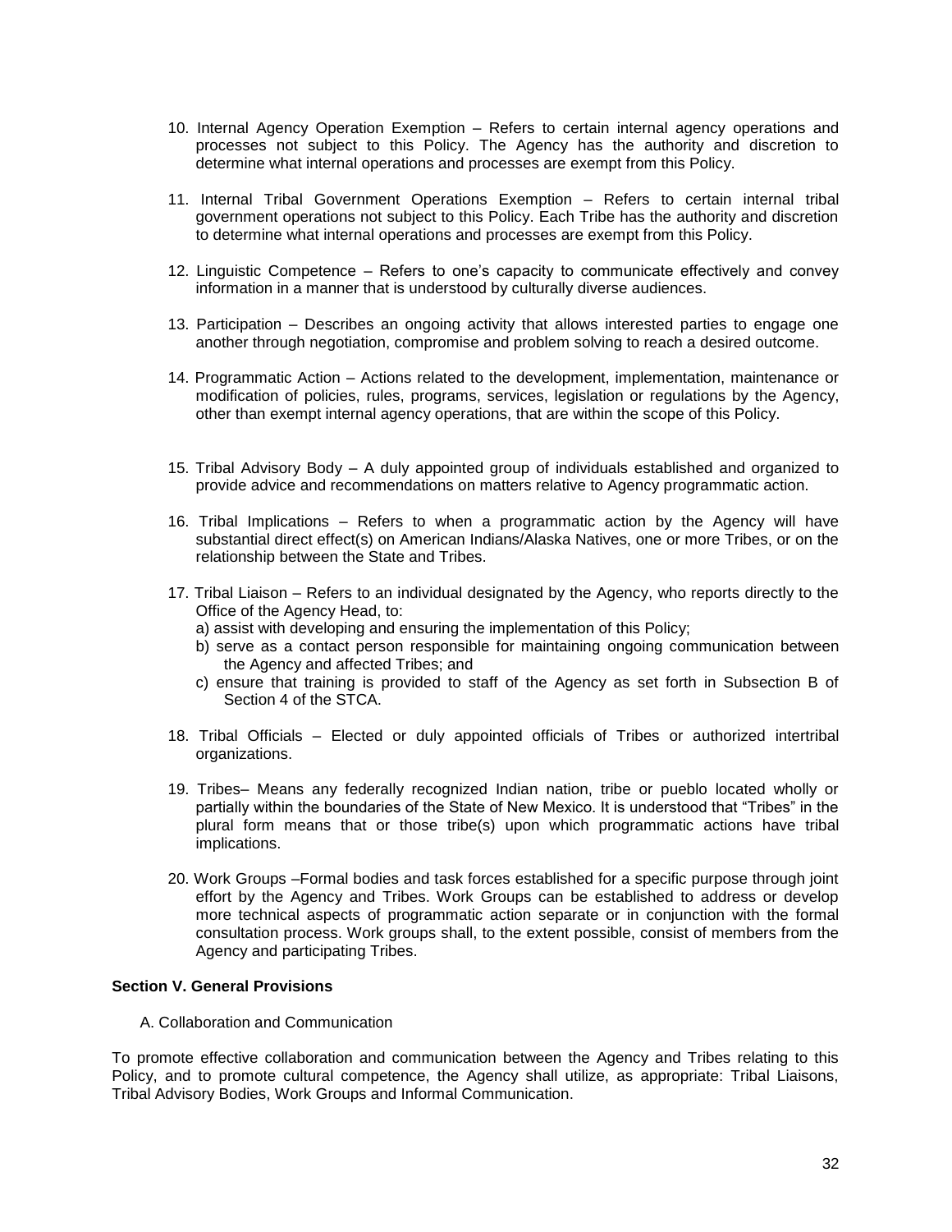10. Internal Agency Operation Exemption – Refers to certain internal agency operations and processes not subject to this Policy. The Agency has the authority and discretion to determine what internal operations and processes are exempt from this Policy.

11. Internal Tribal Government Operations Exemption – Refers to certain internal tribal government operations not subject to this Policy. Each Tribe has the authority and discretion to determine what internal operations and processes are exempt from this Policy.

12. Linguistic Competence – Refers to one's capacity to communicate effectively and convey information in a manner that is understood by culturally diverse audiences.

13. Participation – Describes an ongoing activity that allows interested parties to engage one another through negotiation, compromise and problem solving to reach a desired outcome.

14. Programmatic Action – Actions related to the development, implementation, maintenance or modification of policies, rules, programs, services, legislation or regulations by the Agency, other than exempt internal agency operations, that are within the scope of this Policy.

15. Tribal Advisory Body – A duly appointed group of individuals established and organized to provide advice and recommendations on matters relative to Agency programmatic action.

16. Tribal Implications – Refers to when a programmatic action by the Agency will have substantial direct effect(s) on American Indians/Alaska Natives, one or more Tribes, or on the relationship between the State and Tribes.

17. Tribal Liaison – Refers to an individual designated by the Agency, who reports directly to the Office of the Agency Head, to:
    a) assist with developing and ensuring the implementation of this Policy;
    b) serve as a contact person responsible for maintaining ongoing communication between the Agency and affected Tribes; and
    c) ensure that training is provided to staff of the Agency as set forth in Subsection B of Section 4 of the STCA.

18. Tribal Officials – Elected or duly appointed officials of Tribes or authorized intertribal organizations.

19. Tribes– Means any federally recognized Indian nation, tribe or pueblo located wholly or partially within the boundaries of the State of New Mexico. It is understood that "Tribes" in the plural form means that or those tribe(s) upon which programmatic actions have tribal implications.

20. Work Groups –Formal bodies and task forces established for a specific purpose through joint effort by the Agency and Tribes. Work Groups can be established to address or develop more technical aspects of programmatic action separate or in conjunction with the formal consultation process. Work groups shall, to the extent possible, consist of members from the Agency and participating Tribes.

**Section V. General Provisions**

A. Collaboration and Communication

To promote effective collaboration and communication between the Agency and Tribes relating to this Policy, and to promote cultural competence, the Agency shall utilize, as appropriate: Tribal Liaisons, Tribal Advisory Bodies, Work Groups and Informal Communication.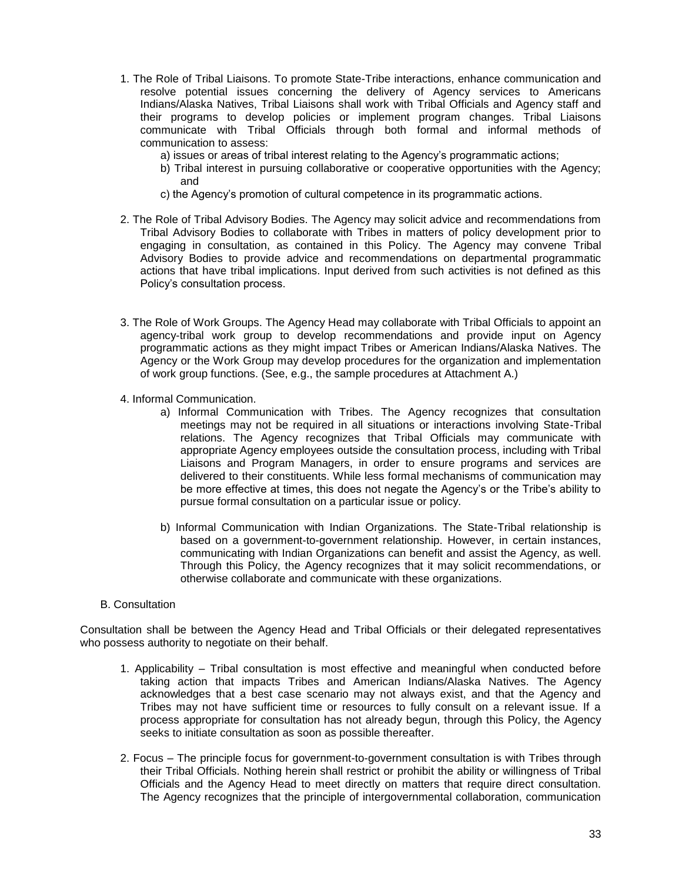1. The Role of Tribal Liaisons. To promote State-Tribe interactions, enhance communication and resolve potential issues concerning the delivery of Agency services to Americans Indians/Alaska Natives, Tribal Liaisons shall work with Tribal Officials and Agency staff and their programs to develop policies or implement program changes. Tribal Liaisons communicate with Tribal Officials through both formal and informal methods of communication to assess:
   a) issues or areas of tribal interest relating to the Agency's programmatic actions;
   b) Tribal interest in pursuing collaborative or cooperative opportunities with the Agency; and
   c) the Agency's promotion of cultural competence in its programmatic actions.

2. The Role of Tribal Advisory Bodies. The Agency may solicit advice and recommendations from Tribal Advisory Bodies to collaborate with Tribes in matters of policy development prior to engaging in consultation, as contained in this Policy. The Agency may convene Tribal Advisory Bodies to provide advice and recommendations on departmental programmatic actions that have tribal implications. Input derived from such activities is not defined as this Policy's consultation process.

3. The Role of Work Groups. The Agency Head may collaborate with Tribal Officials to appoint an agency-tribal work group to develop recommendations and provide input on Agency programmatic actions as they might impact Tribes or American Indians/Alaska Natives. The Agency or the Work Group may develop procedures for the organization and implementation of work group functions. (See, e.g., the sample procedures at Attachment A.)

4. Informal Communication.
   a) Informal Communication with Tribes. The Agency recognizes that consultation meetings may not be required in all situations or interactions involving State-Tribal relations. The Agency recognizes that Tribal Officials may communicate with appropriate Agency employees outside the consultation process, including with Tribal Liaisons and Program Managers, in order to ensure programs and services are delivered to their constituents. While less formal mechanisms of communication may be more effective at times, this does not negate the Agency's or the Tribe's ability to pursue formal consultation on a particular issue or policy.

   b) Informal Communication with Indian Organizations. The State-Tribal relationship is based on a government-to-government relationship. However, in certain instances, communicating with Indian Organizations can benefit and assist the Agency, as well. Through this Policy, the Agency recognizes that it may solicit recommendations, or otherwise collaborate and communicate with these organizations.

B. Consultation

Consultation shall be between the Agency Head and Tribal Officials or their delegated representatives who possess authority to negotiate on their behalf.

1. Applicability – Tribal consultation is most effective and meaningful when conducted before taking action that impacts Tribes and American Indians/Alaska Natives. The Agency acknowledges that a best case scenario may not always exist, and that the Agency and Tribes may not have sufficient time or resources to fully consult on a relevant issue. If a process appropriate for consultation has not already begun, through this Policy, the Agency seeks to initiate consultation as soon as possible thereafter.

2. Focus – The principle focus for government-to-government consultation is with Tribes through their Tribal Officials. Nothing herein shall restrict or prohibit the ability or willingness of Tribal Officials and the Agency Head to meet directly on matters that require direct consultation. The Agency recognizes that the principle of intergovernmental collaboration, communication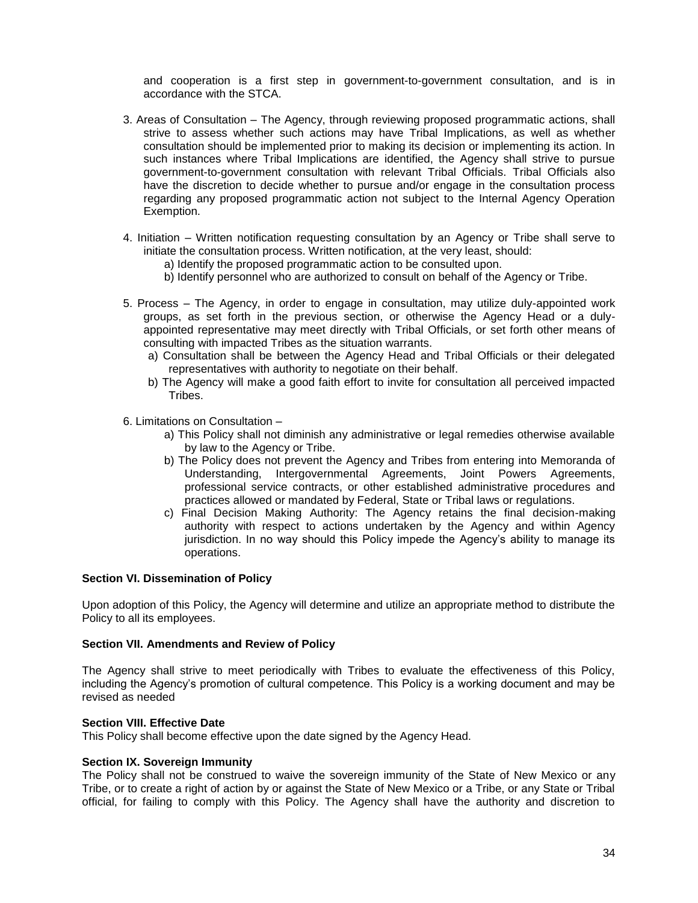and cooperation is a first step in government-to-government consultation, and is in accordance with the STCA.

3. Areas of Consultation – The Agency, through reviewing proposed programmatic actions, shall strive to assess whether such actions may have Tribal Implications, as well as whether consultation should be implemented prior to making its decision or implementing its action. In such instances where Tribal Implications are identified, the Agency shall strive to pursue government-to-government consultation with relevant Tribal Officials. Tribal Officials also have the discretion to decide whether to pursue and/or engage in the consultation process regarding any proposed programmatic action not subject to the Internal Agency Operation Exemption.

4. Initiation – Written notification requesting consultation by an Agency or Tribe shall serve to initiate the consultation process. Written notification, at the very least, should:
   a) Identify the proposed programmatic action to be consulted upon.
   b) Identify personnel who are authorized to consult on behalf of the Agency or Tribe.

5. Process – The Agency, in order to engage in consultation, may utilize duly-appointed work groups, as set forth in the previous section, or otherwise the Agency Head or a duly-appointed representative may meet directly with Tribal Officials, or set forth other means of consulting with impacted Tribes as the situation warrants.
   a) Consultation shall be between the Agency Head and Tribal Officials or their delegated representatives with authority to negotiate on their behalf.
   b) The Agency will make a good faith effort to invite for consultation all perceived impacted Tribes.

6. Limitations on Consultation –
   a) This Policy shall not diminish any administrative or legal remedies otherwise available by law to the Agency or Tribe.
   b) The Policy does not prevent the Agency and Tribes from entering into Memoranda of Understanding, Intergovernmental Agreements, Joint Powers Agreements, professional service contracts, or other established administrative procedures and practices allowed or mandated by Federal, State or Tribal laws or regulations.
   c) Final Decision Making Authority: The Agency retains the final decision-making authority with respect to actions undertaken by the Agency and within Agency jurisdiction. In no way should this Policy impede the Agency's ability to manage its operations.

**Section VI. Dissemination of Policy**

Upon adoption of this Policy, the Agency will determine and utilize an appropriate method to distribute the Policy to all its employees.

**Section VII. Amendments and Review of Policy**

The Agency shall strive to meet periodically with Tribes to evaluate the effectiveness of this Policy, including the Agency's promotion of cultural competence. This Policy is a working document and may be revised as needed

**Section VIII. Effective Date**

This Policy shall become effective upon the date signed by the Agency Head.

**Section IX. Sovereign Immunity**

The Policy shall not be construed to waive the sovereign immunity of the State of New Mexico or any Tribe, or to create a right of action by or against the State of New Mexico or a Tribe, or any State or Tribal official, for failing to comply with this Policy. The Agency shall have the authority and discretion to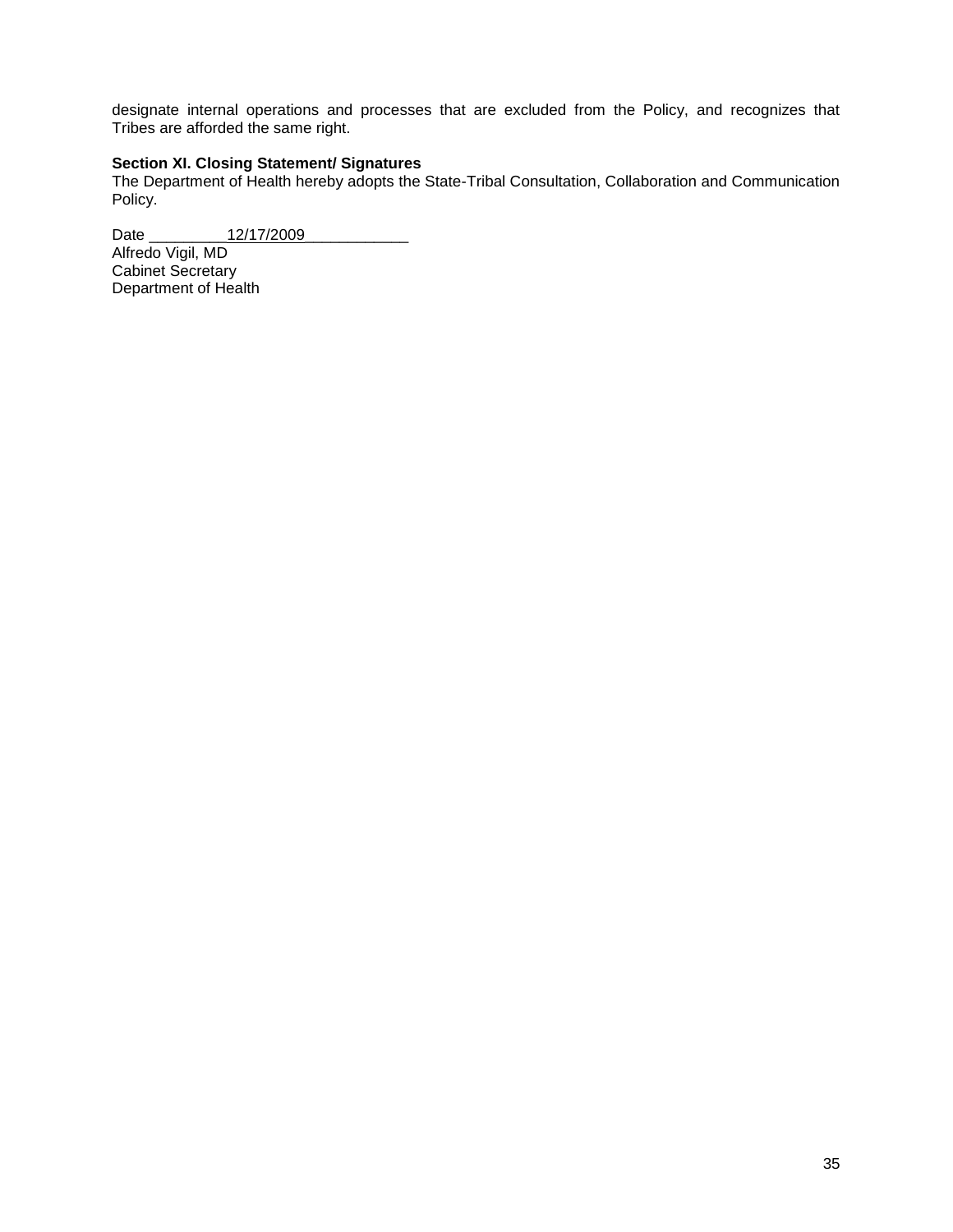designate internal operations and processes that are excluded from the Policy, and recognizes that Tribes are afforded the same right.

**Section XI. Closing Statement/ Signatures**

The Department of Health hereby adopts the State-Tribal Consultation, Collaboration and Communication Policy.

Date _________12/17/2009____________
Alfredo Vigil, MD
Cabinet Secretary
Department of Health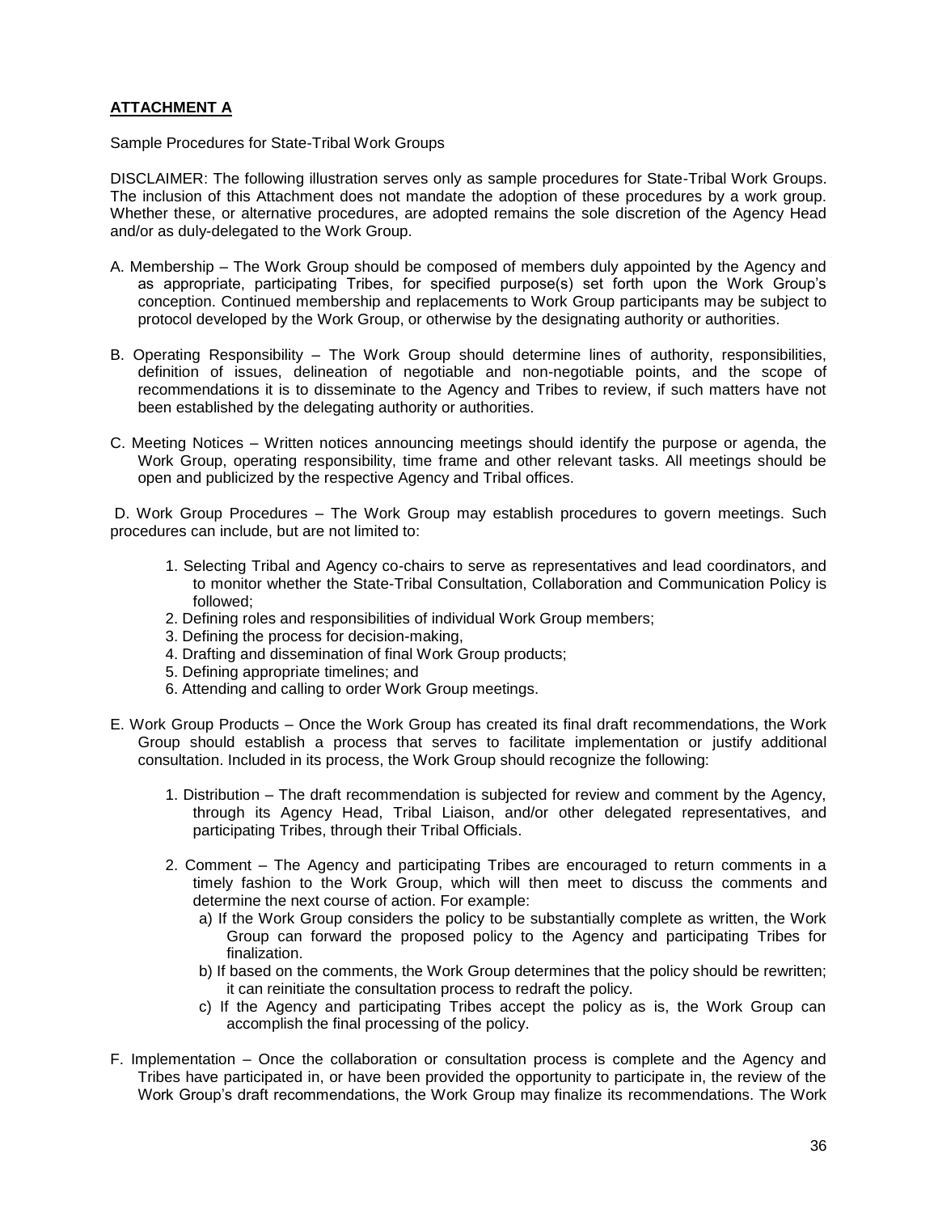## **ATTACHMENT A**

Sample Procedures for State-Tribal Work Groups

DISCLAIMER: The following illustration serves only as sample procedures for State-Tribal Work Groups. The inclusion of this Attachment does not mandate the adoption of these procedures by a work group. Whether these, or alternative procedures, are adopted remains the sole discretion of the Agency Head and/or as duly-delegated to the Work Group.

A. Membership – The Work Group should be composed of members duly appointed by the Agency and as appropriate, participating Tribes, for specified purpose(s) set forth upon the Work Group's conception. Continued membership and replacements to Work Group participants may be subject to protocol developed by the Work Group, or otherwise by the designating authority or authorities.

B. Operating Responsibility – The Work Group should determine lines of authority, responsibilities, definition of issues, delineation of negotiable and non-negotiable points, and the scope of recommendations it is to disseminate to the Agency and Tribes to review, if such matters have not been established by the delegating authority or authorities.

C. Meeting Notices – Written notices announcing meetings should identify the purpose or agenda, the Work Group, operating responsibility, time frame and other relevant tasks. All meetings should be open and publicized by the respective Agency and Tribal offices.

D. Work Group Procedures – The Work Group may establish procedures to govern meetings. Such procedures can include, but are not limited to:

1. Selecting Tribal and Agency co-chairs to serve as representatives and lead coordinators, and to monitor whether the State-Tribal Consultation, Collaboration and Communication Policy is followed;
2. Defining roles and responsibilities of individual Work Group members;
3. Defining the process for decision-making,
4. Drafting and dissemination of final Work Group products;
5. Defining appropriate timelines; and
6. Attending and calling to order Work Group meetings.

E. Work Group Products – Once the Work Group has created its final draft recommendations, the Work Group should establish a process that serves to facilitate implementation or justify additional consultation. Included in its process, the Work Group should recognize the following:

1. Distribution – The draft recommendation is subjected for review and comment by the Agency, through its Agency Head, Tribal Liaison, and/or other delegated representatives, and participating Tribes, through their Tribal Officials.

2. Comment – The Agency and participating Tribes are encouraged to return comments in a timely fashion to the Work Group, which will then meet to discuss the comments and determine the next course of action. For example:
   a) If the Work Group considers the policy to be substantially complete as written, the Work Group can forward the proposed policy to the Agency and participating Tribes for finalization.
   b) If based on the comments, the Work Group determines that the policy should be rewritten; it can reinitiate the consultation process to redraft the policy.
   c) If the Agency and participating Tribes accept the policy as is, the Work Group can accomplish the final processing of the policy.

F. Implementation – Once the collaboration or consultation process is complete and the Agency and Tribes have participated in, or have been provided the opportunity to participate in, the review of the Work Group's draft recommendations, the Work Group may finalize its recommendations. The Work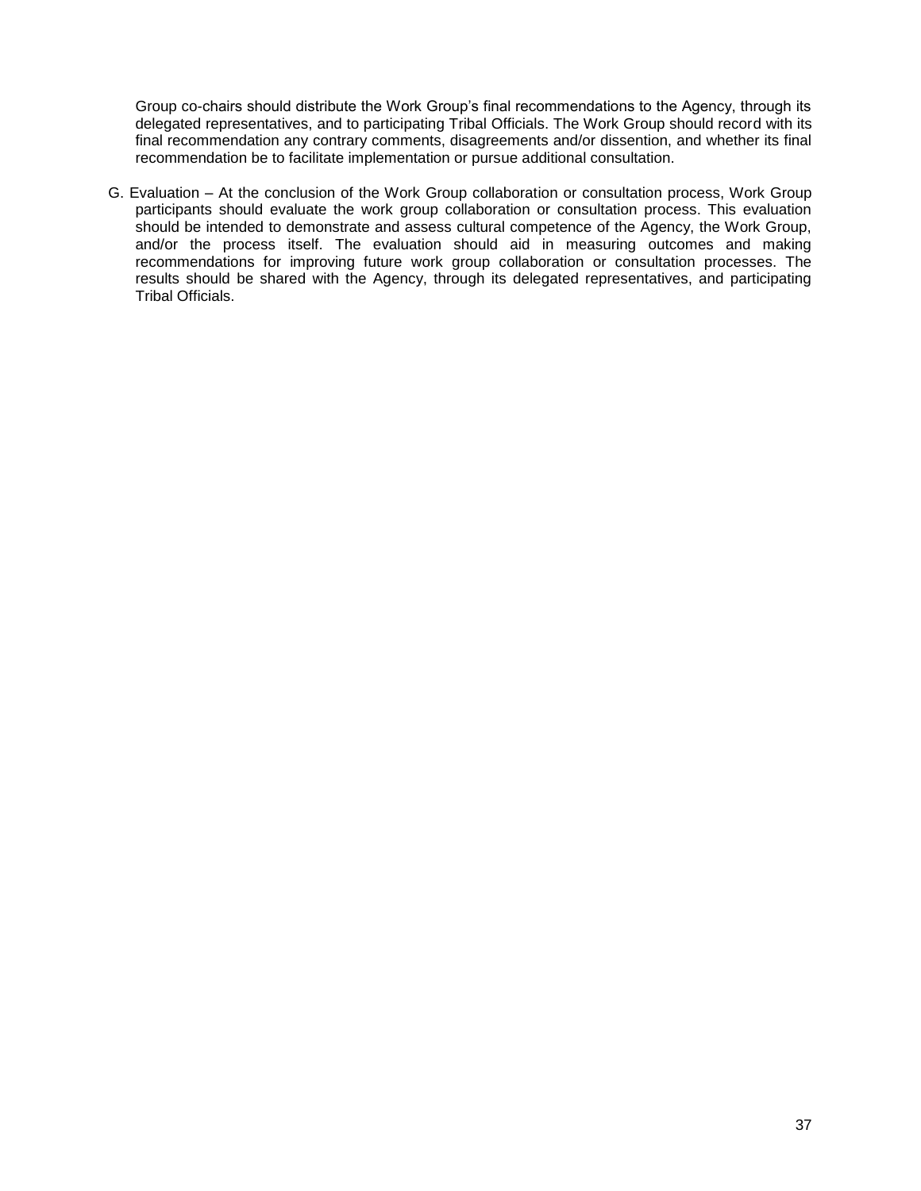Group co-chairs should distribute the Work Group's final recommendations to the Agency, through its delegated representatives, and to participating Tribal Officials. The Work Group should record with its final recommendation any contrary comments, disagreements and/or dissention, and whether its final recommendation be to facilitate implementation or pursue additional consultation.

G. Evaluation – At the conclusion of the Work Group collaboration or consultation process, Work Group participants should evaluate the work group collaboration or consultation process. This evaluation should be intended to demonstrate and assess cultural competence of the Agency, the Work Group, and/or the process itself. The evaluation should aid in measuring outcomes and making recommendations for improving future work group collaboration or consultation processes. The results should be shared with the Agency, through its delegated representatives, and participating Tribal Officials.